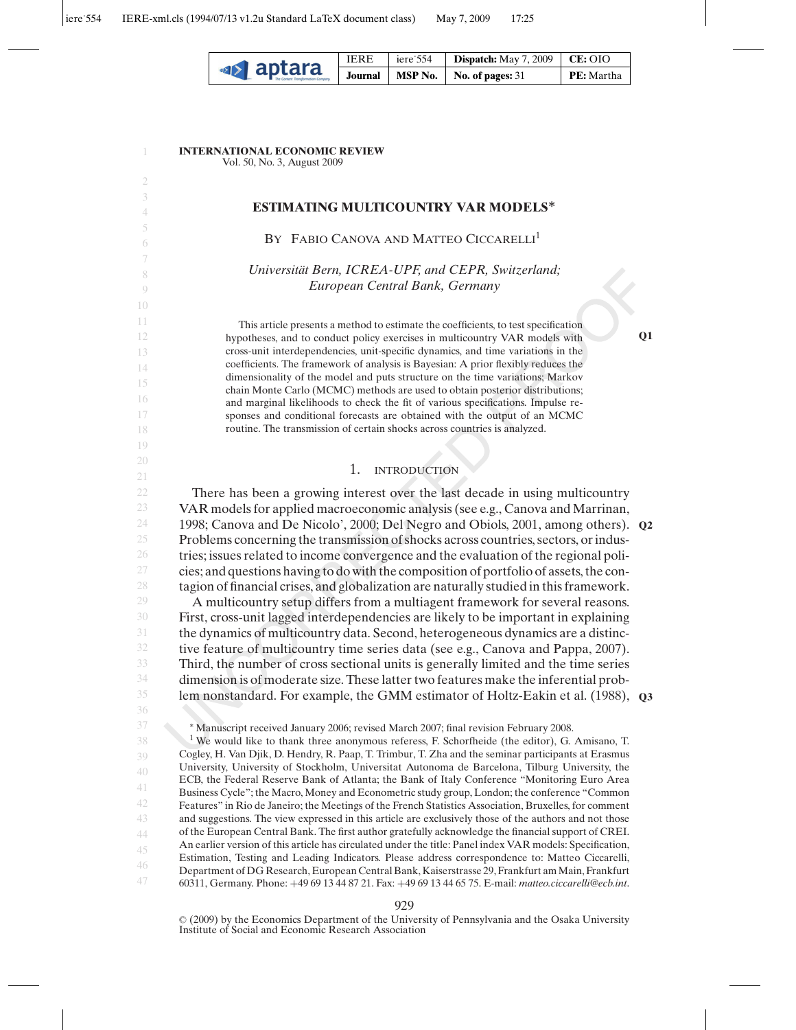**INTERNATIONAL ECONOMIC REVIEW**
Vol. 50, No. 3, August 2009

# ESTIMATING MULTICOUNTRY VAR MODELS*

BY FABIO CANOVA AND MATTEO CICCARELLI[1]

*Universität Bern, ICREA-UPF, and CEPR, Switzerland;*
*European Central Bank, Germany*

This article presents a method to estimate the coefficients, to test specification hypotheses, and to conduct policy exercises in multicountry VAR models with cross-unit interdependencies, unit-specific dynamics, and time variations in the coefficients. The framework of analysis is Bayesian: A prior flexibly reduces the dimensionality of the model and puts structure on the time variations; Markov chain Monte Carlo (MCMC) methods are used to obtain posterior distributions; and marginal likelihoods to check the fit of various specifications. Impulse responses and conditional forecasts are obtained with the output of an MCMC routine. The transmission of certain shocks across countries is analyzed.

## 1. INTRODUCTION

There has been a growing interest over the last decade in using multicountry VAR models for applied macroeconomic analysis (see e.g., Canova and Marrinan, 1998; Canova and De Nicolo', 2000; Del Negro and Obiols, 2001, among others). Problems concerning the transmission of shocks across countries, sectors, or industries; issues related to income convergence and the evaluation of the regional policies; and questions having to do with the composition of portfolio of assets, the contagion of financial crises, and globalization are naturally studied in this framework.

A multicountry setup differs from a multiagent framework for several reasons. First, cross-unit lagged interdependencies are likely to be important in explaining the dynamics of multicountry data. Second, heterogeneous dynamics are a distinctive feature of multicountry time series data (see e.g., Canova and Pappa, 2007). Third, the number of cross sectional units is generally limited and the time series dimension is of moderate size. These latter two features make the inferential problem nonstandard. For example, the GMM estimator of Holtz-Eakin et al. (1988),

* Manuscript received January 2006; revised March 2007; final revision February 2008.

[1] We would like to thank three anonymous referess, F. Schorfheide (the editor), G. Amisano, T. Cogley, H. Van Djik, D. Hendry, R. Paap, T. Trimbur, T. Zha and the seminar participants at Erasmus University, University of Stockholm, Universitat Autonoma de Barcelona, Tilburg University, the ECB, the Federal Reserve Bank of Atlanta; the Bank of Italy Conference "Monitoring Euro Area Business Cycle"; the Macro, Money and Econometric study group, London; the conference "Common Features" in Rio de Janeiro; the Meetings of the French Statistics Association, Bruxelles, for comment and suggestions. The view expressed in this article are exclusively those of the authors and not those of the European Central Bank. The first author gratefully acknowledge the financial support of CREI. An earlier version of this article has circulated under the title: Panel index VAR models: Specification, Estimation, Testing and Leading Indicators. Please address correspondence to: Matteo Ciccarelli, Department of DG Research, European Central Bank, Kaiserstrasse 29, Frankfurt am Main, Frankfurt 60311, Germany. Phone: +49 69 13 44 87 21. Fax: +49 69 13 44 65 75. E-mail: *matteo.ciccarelli@ecb.int*.

© (2009) by the Economics Department of the University of Pennsylvania and the Osaka University Institute of Social and Economic Research Association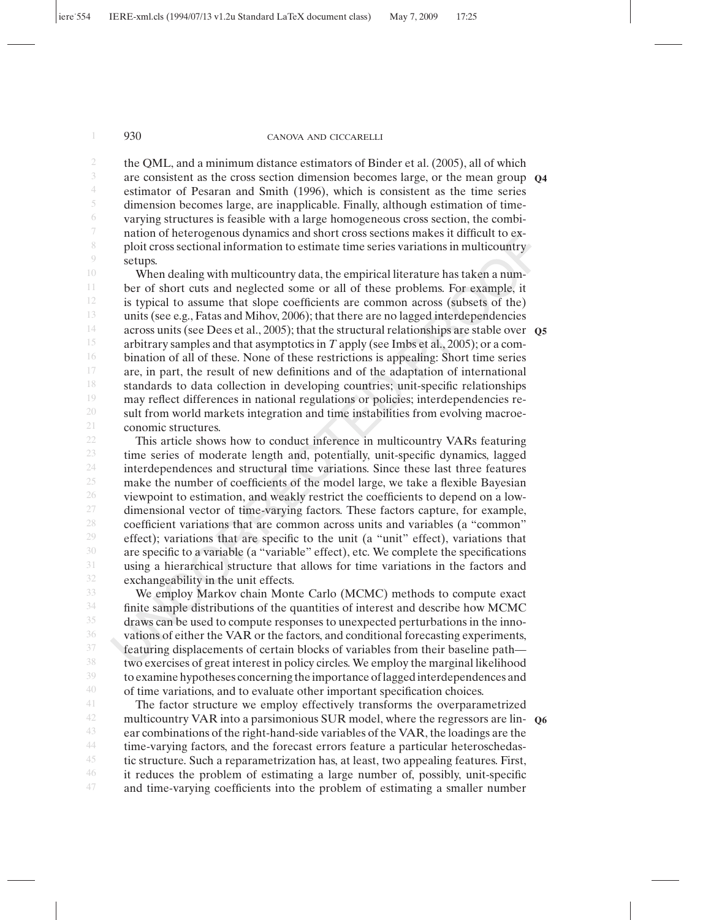the QML, and a minimum distance estimators of Binder et al. (2005), all of which are consistent as the cross section dimension becomes large, or the mean group estimator of Pesaran and Smith (1996), which is consistent as the time series dimension becomes large, are inapplicable. Finally, although estimation of time-varying structures is feasible with a large homogeneous cross section, the combination of heterogenous dynamics and short cross sections makes it difficult to exploit cross sectional information to estimate time series variations in multicountry setups.

When dealing with multicountry data, the empirical literature has taken a number of short cuts and neglected some or all of these problems. For example, it is typical to assume that slope coefficients are common across (subsets of the) units (see e.g., Fatas and Mihov, 2006); that there are no lagged interdependencies across units (see Dees et al., 2005); that the structural relationships are stable over arbitrary samples and that asymptotics in $T$ apply (see Imbs et al., 2005); or a combination of all of these. None of these restrictions is appealing: Short time series are, in part, the result of new definitions and of the adaptation of international standards to data collection in developing countries; unit-specific relationships may reflect differences in national regulations or policies; interdependencies result from world markets integration and time instabilities from evolving macroeconomic structures.

This article shows how to conduct inference in multicountry VARs featuring time series of moderate length and, potentially, unit-specific dynamics, lagged interdependences and structural time variations. Since these last three features make the number of coefficients of the model large, we take a flexible Bayesian viewpoint to estimation, and weakly restrict the coefficients to depend on a low-dimensional vector of time-varying factors. These factors capture, for example, coefficient variations that are common across units and variables (a "common" effect); variations that are specific to the unit (a "unit" effect), variations that are specific to a variable (a "variable" effect), etc. We complete the specifications using a hierarchical structure that allows for time variations in the factors and exchangeability in the unit effects.

We employ Markov chain Monte Carlo (MCMC) methods to compute exact finite sample distributions of the quantities of interest and describe how MCMC draws can be used to compute responses to unexpected perturbations in the innovations of either the VAR or the factors, and conditional forecasting experiments, featuring displacements of certain blocks of variables from their baseline path—two exercises of great interest in policy circles. We employ the marginal likelihood to examine hypotheses concerning the importance of lagged interdependences and of time variations, and to evaluate other important specification choices.

The factor structure we employ effectively transforms the overparametrized multicountry VAR into a parsimonious SUR model, where the regressors are linear combinations of the right-hand-side variables of the VAR, the loadings are the time-varying factors, and the forecast errors feature a particular heteroschedastic structure. Such a reparametrization has, at least, two appealing features. First, it reduces the problem of estimating a large number of, possibly, unit-specific and time-varying coefficients into the problem of estimating a smaller number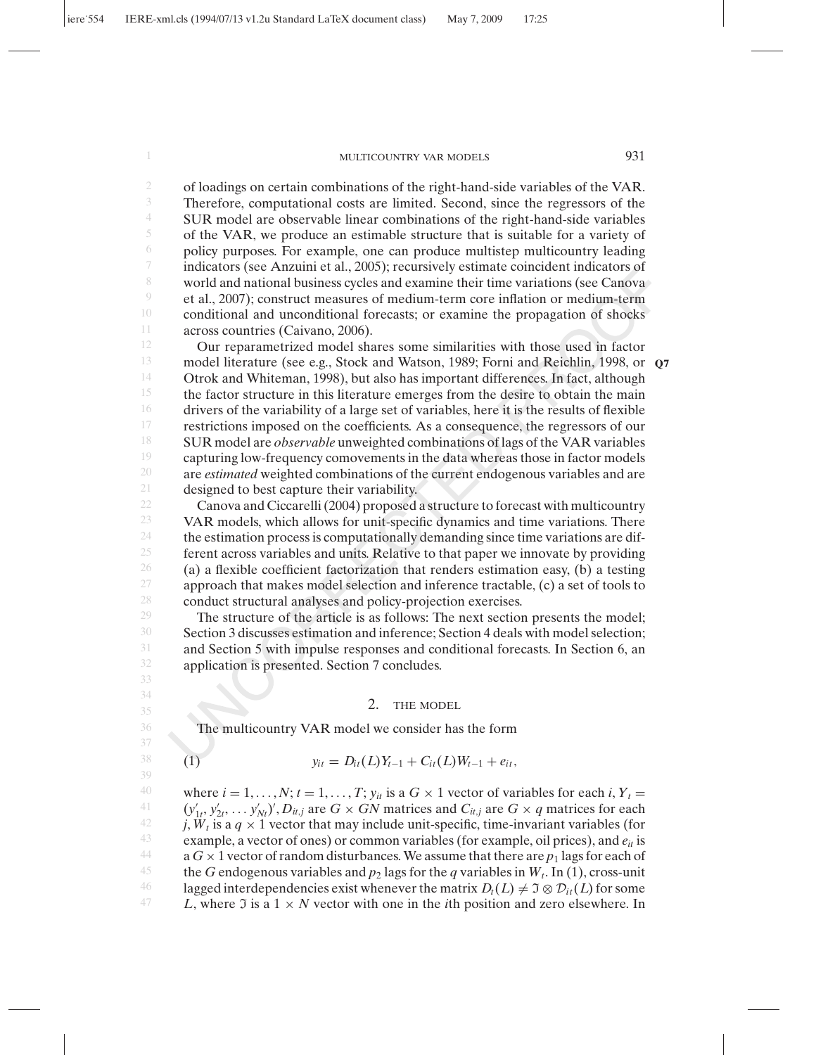of loadings on certain combinations of the right-hand-side variables of the VAR. Therefore, computational costs are limited. Second, since the regressors of the SUR model are observable linear combinations of the right-hand-side variables of the VAR, we produce an estimable structure that is suitable for a variety of policy purposes. For example, one can produce multistep multicountry leading indicators (see Anzuini et al., 2005); recursively estimate coincident indicators of world and national business cycles and examine their time variations (see Canova et al., 2007); construct measures of medium-term core inflation or medium-term conditional and unconditional forecasts; or examine the propagation of shocks across countries (Caivano, 2006).

Our reparametrized model shares some similarities with those used in factor model literature (see e.g., Stock and Watson, 1989; Forni and Reichlin, 1998, or Otrok and Whiteman, 1998), but also has important differences. In fact, although the factor structure in this literature emerges from the desire to obtain the main drivers of the variability of a large set of variables, here it is the results of flexible restrictions imposed on the coefficients. As a consequence, the regressors of our SUR model are *observable* unweighted combinations of lags of the VAR variables capturing low-frequency comovements in the data whereas those in factor models are *estimated* weighted combinations of the current endogenous variables and are designed to best capture their variability.

Canova and Ciccarelli (2004) proposed a structure to forecast with multicountry VAR models, which allows for unit-specific dynamics and time variations. There the estimation process is computationally demanding since time variations are different across variables and units. Relative to that paper we innovate by providing (a) a flexible coefficient factorization that renders estimation easy, (b) a testing approach that makes model selection and inference tractable, (c) a set of tools to conduct structural analyses and policy-projection exercises.

The structure of the article is as follows: The next section presents the model; Section 3 discusses estimation and inference; Section 4 deals with model selection; and Section 5 with impulse responses and conditional forecasts. In Section 6, an application is presented. Section 7 concludes.

## 2. THE MODEL

The multicountry VAR model we consider has the form

$$y_{it} = D_{it}(L)Y_{t-1} + C_{it}(L)W_{t-1} + e_{it}, \tag{1}$$

where $i = 1, \ldots, N$; $t = 1, \ldots, T$; $y_{it}$ is a $G \times 1$ vector of variables for each $i$, $Y_t = (y'_{1t}, y'_{2t}, \ldots y'_{Nt})'$, $D_{it,j}$ are $G \times GN$ matrices and $C_{it,j}$ are $G \times q$ matrices for each $j$, $W_t$ is a $q \times 1$ vector that may include unit-specific, time-invariant variables (for example, a vector of ones) or common variables (for example, oil prices), and $e_{it}$ is a $G \times 1$ vector of random disturbances. We assume that there are $p_1$ lags for each of the $G$ endogenous variables and $p_2$ lags for the $q$ variables in $W_t$. In (1), cross-unit lagged interdependencies exist whenever the matrix $D_t(L) \neq \Im \otimes \mathcal{D}_{it}(L)$ for some $L$, where $\Im$ is a $1 \times N$ vector with one in the $i$th position and zero elsewhere. In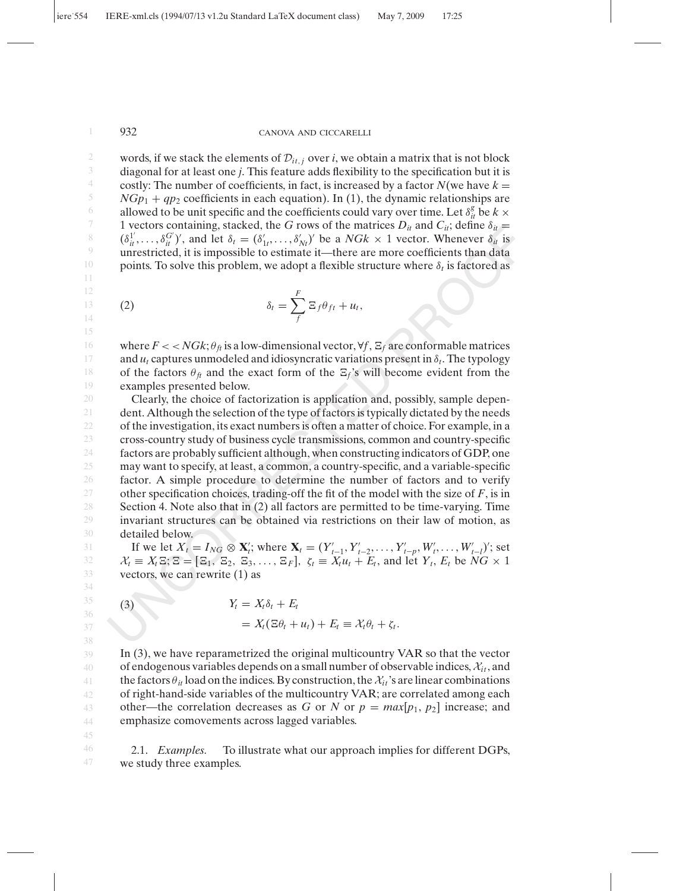words, if we stack the elements of $\mathcal{D}_{it,j}$ over $i$, we obtain a matrix that is not block diagonal for at least one $j$. This feature adds flexibility to the specification but it is costly: The number of coefficients, in fact, is increased by a factor $N$(we have $k = NGp_1 + qp_2$ coefficients in each equation). In (1), the dynamic relationships are allowed to be unit specific and the coefficients could vary over time. Let $\delta_{it}^g$ be $k \times 1$ vectors containing, stacked, the $G$ rows of the matrices $D_{it}$ and $C_{it}$; define $\delta_{it} = (\delta_{it}^{1'}, \ldots, \delta_{it}^{G'})'$, and let $\delta_t = (\delta_{1t}', \ldots, \delta_{Nt}')'$ be a $NGk \times 1$ vector. Whenever $\delta_{it}$ is unrestricted, it is impossible to estimate it—there are more coefficients than data points. To solve this problem, we adopt a flexible structure where $\delta_t$ is factored as

$$\delta_t = \sum_{f}^{F} \Xi_f \theta_{ft} + u_t, \tag{2}$$

where $F << NGk$; $\theta_{ft}$ is a low-dimensional vector, $\forall f$, $\Xi_f$ are conformable matrices and $u_t$ captures unmodeled and idiosyncratic variations present in $\delta_t$. The typology of the factors $\theta_{ft}$ and the exact form of the $\Xi_f$'s will become evident from the examples presented below.

Clearly, the choice of factorization is application and, possibly, sample dependent. Although the selection of the type of factors is typically dictated by the needs of the investigation, its exact numbers is often a matter of choice. For example, in a cross-country study of business cycle transmissions, common and country-specific factors are probably sufficient although, when constructing indicators of GDP, one may want to specify, at least, a common, a country-specific, and a variable-specific factor. A simple procedure to determine the number of factors and to verify other specification choices, trading-off the fit of the model with the size of $F$, is in Section 4. Note also that in (2) all factors are permitted to be time-varying. Time invariant structures can be obtained via restrictions on their law of motion, as detailed below.

If we let $X_t = I_{NG} \otimes \mathbf{X}_t'$; where $\mathbf{X}_t = (Y_{t-1}', Y_{t-2}', \ldots, Y_{t-p}', W_t', \ldots, W_{t-l}')'$; set $\mathcal{X}_t \equiv X_t \Xi$; $\Xi = [\Xi_1, \Xi_2, \Xi_3, \ldots, \Xi_F]$, $\zeta_t \equiv X_t u_t + E_t$, and let $Y_t$, $E_t$ be $NG \times 1$ vectors, we can rewrite (1) as

$$\begin{aligned} Y_t &= X_t \delta_t + E_t \\ &= X_t(\Xi\theta_t + u_t) + E_t \equiv \mathcal{X}_t \theta_t + \zeta_t. \end{aligned} \tag{3}$$

In (3), we have reparametrized the original multicountry VAR so that the vector of endogenous variables depends on a small number of observable indices, $\mathcal{X}_{it}$, and the factors $\theta_{it}$ load on the indices. By construction, the $\mathcal{X}_{it}$'s are linear combinations of right-hand-side variables of the multicountry VAR; are correlated among each other—the correlation decreases as $G$ or $N$ or $p = max[p_1, p_2]$ increase; and emphasize comovements across lagged variables.

2.1. *Examples.* To illustrate what our approach implies for different DGPs, we study three examples.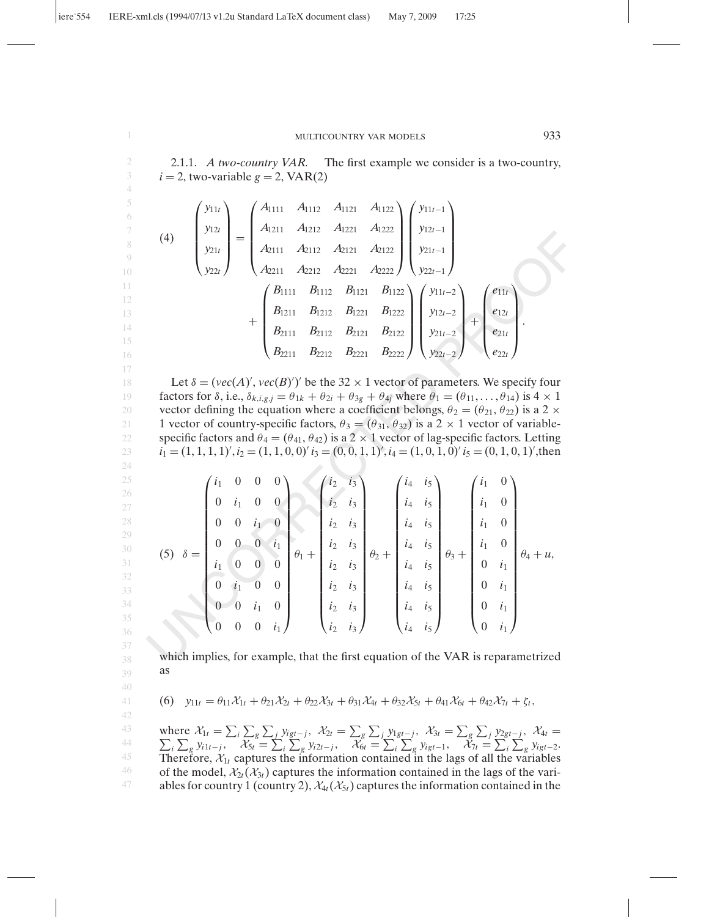2.1.1. *A two-country VAR.* The first example we consider is a two-country, $i = 2$, two-variable $g = 2$, VAR(2)

$$
(4)\quad \begin{pmatrix} y_{11t} \\ y_{12t} \\ y_{21t} \\ y_{22t} \end{pmatrix} = \begin{pmatrix} A_{1111} & A_{1112} & A_{1121} & A_{1122} \\ A_{1211} & A_{1212} & A_{1221} & A_{1222} \\ A_{2111} & A_{2112} & A_{2121} & A_{2122} \\ A_{2211} & A_{2212} & A_{2221} & A_{2222} \end{pmatrix} \begin{pmatrix} y_{11t-1} \\ y_{12t-1} \\ y_{21t-1} \\ y_{22t-1} \end{pmatrix} + \begin{pmatrix} B_{1111} & B_{1112} & B_{1121} & B_{1122} \\ B_{1211} & B_{1212} & B_{1221} & B_{1222} \\ B_{2111} & B_{2112} & B_{2121} & B_{2122} \\ B_{2211} & B_{2212} & B_{2221} & B_{2222} \end{pmatrix} \begin{pmatrix} y_{11t-2} \\ y_{12t-2} \\ y_{21t-2} \\ y_{22t-2} \end{pmatrix} + \begin{pmatrix} e_{11t} \\ e_{12t} \\ e_{21t} \\ e_{22t} \end{pmatrix}.
$$

Let $\delta = (vec(A)', vec(B)')'$ be the $32 \times 1$ vector of parameters. We specify four factors for $\delta$, i.e., $\delta_{k,i,g,j} = \theta_{1k} + \theta_{2i} + \theta_{3g} + \theta_{4j}$ where $\theta_1 = (\theta_{11}, \ldots, \theta_{14})$ is $4 \times 1$ vector defining the equation where a coefficient belongs, $\theta_2 = (\theta_{21}, \theta_{22})$ is a $2 \times 1$ vector of country-specific factors, $\theta_3 = (\theta_{31}, \theta_{32})$ is a $2 \times 1$ vector of variable-specific factors and $\theta_4 = (\theta_{41}, \theta_{42})$ is a $2 \times 1$ vector of lag-specific factors. Letting $i_1 = (1, 1, 1, 1)', i_2 = (1, 1, 0, 0)'\, i_3 = (0, 0, 1, 1)', i_4 = (1, 0, 1, 0)'\, i_5 = (0, 1, 0, 1)'$, then

$$
(5)\quad \delta = \begin{pmatrix} i_1 & 0 & 0 & 0 \\ 0 & i_1 & 0 & 0 \\ 0 & 0 & i_1 & 0 \\ 0 & 0 & 0 & i_1 \\ i_1 & 0 & 0 & 0 \\ 0 & i_1 & 0 & 0 \\ 0 & 0 & i_1 & 0 \\ 0 & 0 & 0 & i_1 \end{pmatrix} \theta_1 + \begin{pmatrix} i_2 & i_3 \\ i_2 & i_3 \\ i_2 & i_3 \\ i_2 & i_3 \\ i_2 & i_3 \\ i_2 & i_3 \\ i_2 & i_3 \\ i_2 & i_3 \end{pmatrix} \theta_2 + \begin{pmatrix} i_4 & i_5 \\ i_4 & i_5 \\ i_4 & i_5 \\ i_4 & i_5 \\ i_4 & i_5 \\ i_4 & i_5 \\ i_4 & i_5 \\ i_4 & i_5 \end{pmatrix} \theta_3 + \begin{pmatrix} i_1 & 0 \\ i_1 & 0 \\ i_1 & 0 \\ i_1 & 0 \\ 0 & i_1 \\ 0 & i_1 \\ 0 & i_1 \\ 0 & i_1 \end{pmatrix} \theta_4 + u,
$$

which implies, for example, that the first equation of the VAR is reparametrized as

$$
(6)\quad y_{11t} = \theta_{11}\mathcal{X}_{1t} + \theta_{21}\mathcal{X}_{2t} + \theta_{22}\mathcal{X}_{3t} + \theta_{31}\mathcal{X}_{4t} + \theta_{32}\mathcal{X}_{5t} + \theta_{41}\mathcal{X}_{6t} + \theta_{42}\mathcal{X}_{7t} + \zeta_t,
$$

where $\mathcal{X}_{1t} = \sum_i \sum_g \sum_j y_{igt-j}$, $\mathcal{X}_{2t} = \sum_g \sum_j y_{1gt-j}$, $\mathcal{X}_{3t} = \sum_g \sum_j y_{2gt-j}$, $\mathcal{X}_{4t} = \sum_i \sum_g y_{i1t-j}$, $\mathcal{X}_{5t} = \sum_i \sum_g y_{i2t-j}$, $\mathcal{X}_{6t} = \sum_i \sum_g y_{igt-1}$, $\mathcal{X}_{7t} = \sum_i \sum_g y_{igt-2}$. Therefore, $\mathcal{X}_{1t}$ captures the information contained in the lags of all the variables of the model, $\mathcal{X}_{2t}(\mathcal{X}_{3t})$ captures the information contained in the lags of the variables for country 1 (country 2), $\mathcal{X}_{4t}(\mathcal{X}_{5t})$ captures the information contained in the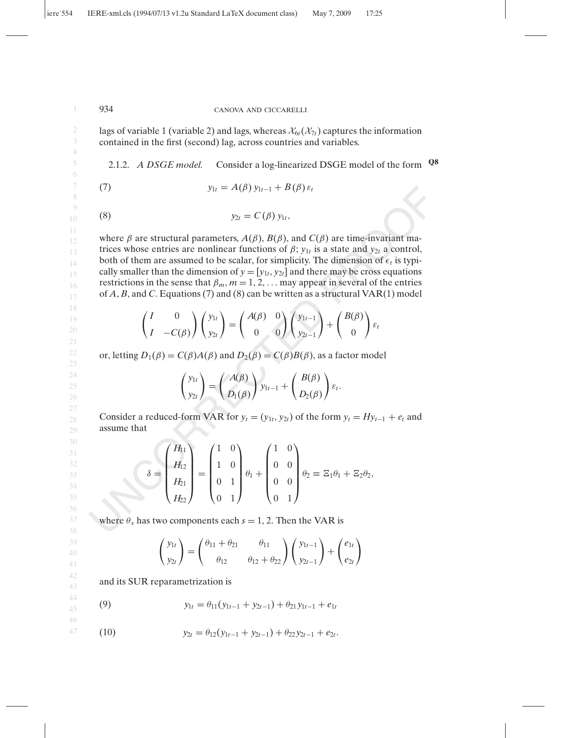lags of variable 1 (variable 2) and lags, whereas $\mathcal{X}_{6t}(\mathcal{X}_{7t})$ captures the information contained in the first (second) lag, across countries and variables.

### 2.1.2. *A DSGE model.*

Consider a log-linearized DSGE model of the form

$$y_{1t} = A(\beta)\, y_{1t-1} + B(\beta)\, \varepsilon_t \tag{7}$$

$$y_{2t} = C(\beta)\, y_{1t}, \tag{8}$$

where $\beta$ are structural parameters, $A(\beta)$, $B(\beta)$, and $C(\beta)$ are time-invariant matrices whose entries are nonlinear functions of $\beta$; $y_{1t}$ is a state and $y_{2t}$ a control, both of them are assumed to be scalar, for simplicity. The dimension of $\epsilon_t$ is typically smaller than the dimension of $y = [y_{1t}, y_{2t}]$ and there may be cross equations restrictions in the sense that $\beta_m, m = 1, 2, \ldots$ may appear in several of the entries of $A$, $B$, and $C$. Equations (7) and (8) can be written as a structural VAR(1) model

$$\begin{pmatrix} I & 0 \\ I & -C(\beta) \end{pmatrix} \begin{pmatrix} y_{1t} \\ y_{2t} \end{pmatrix} = \begin{pmatrix} A(\beta) & 0 \\ 0 & 0 \end{pmatrix} \begin{pmatrix} y_{1t-1} \\ y_{2t-1} \end{pmatrix} + \begin{pmatrix} B(\beta) \\ 0 \end{pmatrix} \varepsilon_t$$

or, letting $D_1(\beta) = C(\beta)A(\beta)$ and $D_2(\beta) = C(\beta)B(\beta)$, as a factor model

$$\begin{pmatrix} y_{1t} \\ y_{2t} \end{pmatrix} = \begin{pmatrix} A(\beta) \\ D_1(\beta) \end{pmatrix} y_{1t-1} + \begin{pmatrix} B(\beta) \\ D_2(\beta) \end{pmatrix} \varepsilon_t.$$

Consider a reduced-form VAR for $y_t = (y_{1t}, y_{2t})$ of the form $y_t = Hy_{t-1} + e_t$ and assume that

$$\delta = \begin{pmatrix} H_{11} \\ H_{12} \\ H_{21} \\ H_{22} \end{pmatrix} = \begin{pmatrix} 1 & 0 \\ 1 & 0 \\ 0 & 1 \\ 0 & 1 \end{pmatrix} \theta_1 + \begin{pmatrix} 1 & 0 \\ 0 & 0 \\ 0 & 0 \\ 0 & 1 \end{pmatrix} \theta_2 \equiv \Xi_1 \theta_1 + \Xi_2 \theta_2,$$

where $\theta_s$ has two components each $s = 1, 2$. Then the VAR is

$$\begin{pmatrix} y_{1t} \\ y_{2t} \end{pmatrix} = \begin{pmatrix} \theta_{11} + \theta_{21} & \theta_{11} \\ \theta_{12} & \theta_{12} + \theta_{22} \end{pmatrix} \begin{pmatrix} y_{1t-1} \\ y_{2t-1} \end{pmatrix} + \begin{pmatrix} e_{1t} \\ e_{2t} \end{pmatrix}$$

and its SUR reparametrization is

$$y_{1t} = \theta_{11}(y_{1t-1} + y_{2t-1}) + \theta_{21}\, y_{1t-1} + e_{1t} \tag{9}$$

$$y_{2t} = \theta_{12}(y_{1t-1} + y_{2t-1}) + \theta_{22}\, y_{2t-1} + e_{2t}. \tag{10}$$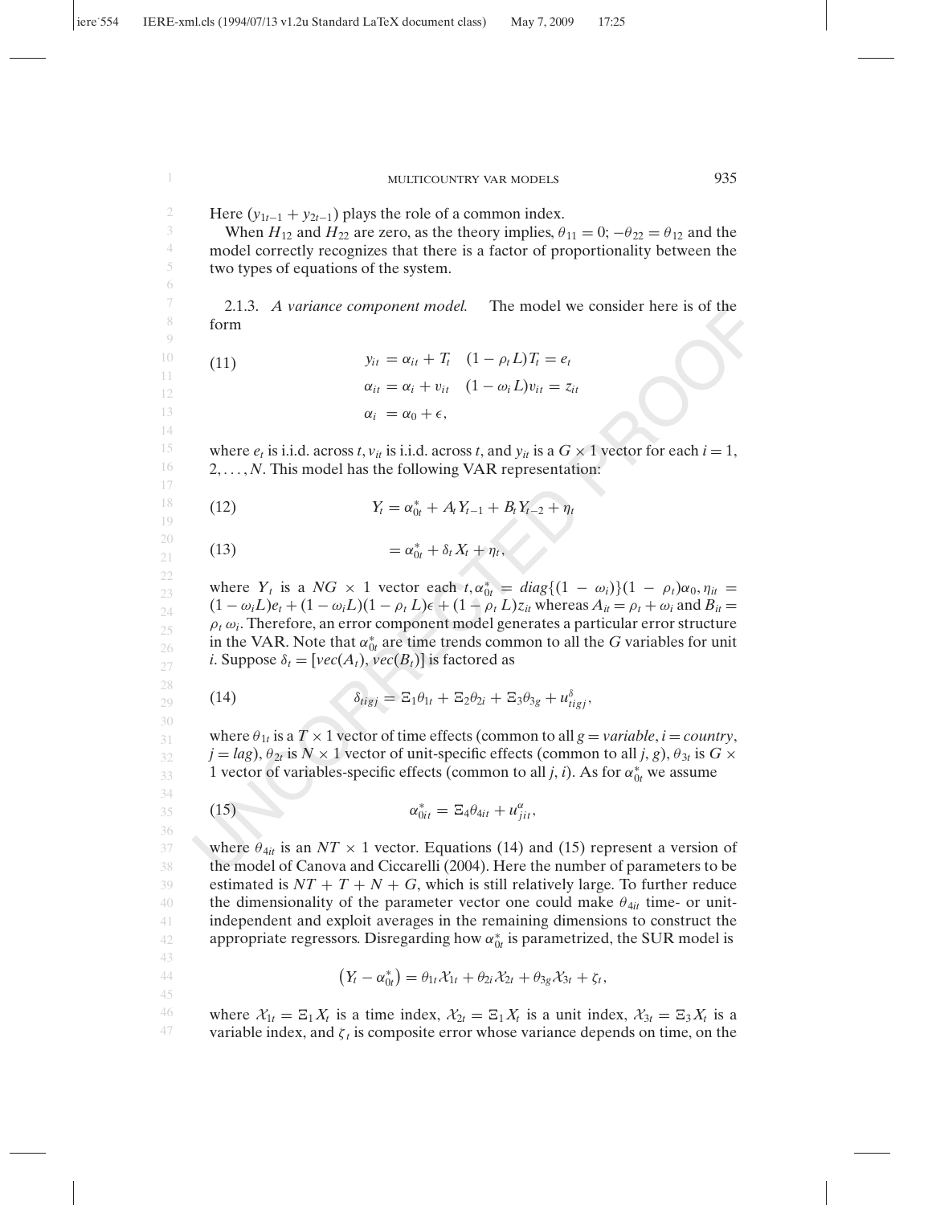Here $(y_{1t-1} + y_{2t-1})$ plays the role of a common index.

When $H_{12}$ and $H_{22}$ are zero, as the theory implies, $\theta_{11} = 0$; $-\theta_{22} = \theta_{12}$ and the model correctly recognizes that there is a factor of proportionality between the two types of equations of the system.

2.1.3. *A variance component model.* The model we consider here is of the form

$$
\begin{aligned}
y_{it} &= \alpha_{it} + T_t \quad (1 - \rho_t L)T_t = e_t \\
\alpha_{it} &= \alpha_i + v_{it} \quad (1 - \omega_i L)v_{it} = z_{it} \\
\alpha_i &= \alpha_0 + \epsilon,
\end{aligned}
\tag{11}
$$

where $e_t$ is i.i.d. across $t$, $v_{it}$ is i.i.d. across $t$, and $y_{it}$ is a $G \times 1$ vector for each $i = 1, 2, \ldots, N$. This model has the following VAR representation:

$$
Y_t = \alpha_{0t}^* + A_t Y_{t-1} + B_t Y_{t-2} + \eta_t \tag{12}
$$

$$
= \alpha_{0t}^* + \delta_t X_t + \eta_t, \tag{13}
$$

where $Y_t$ is a $NG \times 1$ vector each $t, \alpha_{0t}^* = diag\{(1 - \omega_i)\}(1 - \rho_t)\alpha_0, \eta_{it} = (1 - \omega_i L)e_t + (1 - \omega_i L)(1 - \rho_t L)\epsilon + (1 - \rho_t L)z_{it}$ whereas $A_{it} = \rho_t + \omega_i$ and $B_{it} = \rho_t \omega_i$. Therefore, an error component model generates a particular error structure in the VAR. Note that $\alpha_{0t}^*$ are time trends common to all the $G$ variables for unit $i$. Suppose $\delta_t = [vec(A_t), vec(B_t)]$ is factored as

$$
\delta_{tigj} = \Xi_1\theta_{1t} + \Xi_2\theta_{2i} + \Xi_3\theta_{3g} + u_{tigj}^{\delta}, \tag{14}
$$

where $\theta_{1t}$ is a $T \times 1$ vector of time effects (common to all $g = variable$, $i = country$, $j = lag$), $\theta_{2t}$ is $N \times 1$ vector of unit-specific effects (common to all $j$, $g$), $\theta_{3t}$ is $G \times 1$ vector of variables-specific effects (common to all $j$, $i$). As for $\alpha_{0t}^*$ we assume

$$
\alpha_{0it}^* = \Xi_4\theta_{4it} + u_{jit}^{\alpha}, \tag{15}
$$

where $\theta_{4it}$ is an $NT \times 1$ vector. Equations (14) and (15) represent a version of the model of Canova and Ciccarelli (2004). Here the number of parameters to be estimated is $NT + T + N + G$, which is still relatively large. To further reduce the dimensionality of the parameter vector one could make $\theta_{4it}$ time- or unit-independent and exploit averages in the remaining dimensions to construct the appropriate regressors. Disregarding how $\alpha_{0t}^*$ is parametrized, the SUR model is

$$
(Y_t - \alpha_{0t}^*) = \theta_{1t}\mathcal{X}_{1t} + \theta_{2i}\mathcal{X}_{2t} + \theta_{3g}\mathcal{X}_{3t} + \zeta_t,
$$

where $\mathcal{X}_{1t} = \Xi_1 X_t$ is a time index, $\mathcal{X}_{2t} = \Xi_1 X_t$ is a unit index, $\mathcal{X}_{3t} = \Xi_3 X_t$ is a variable index, and $\zeta_t$ is composite error whose variance depends on time, on the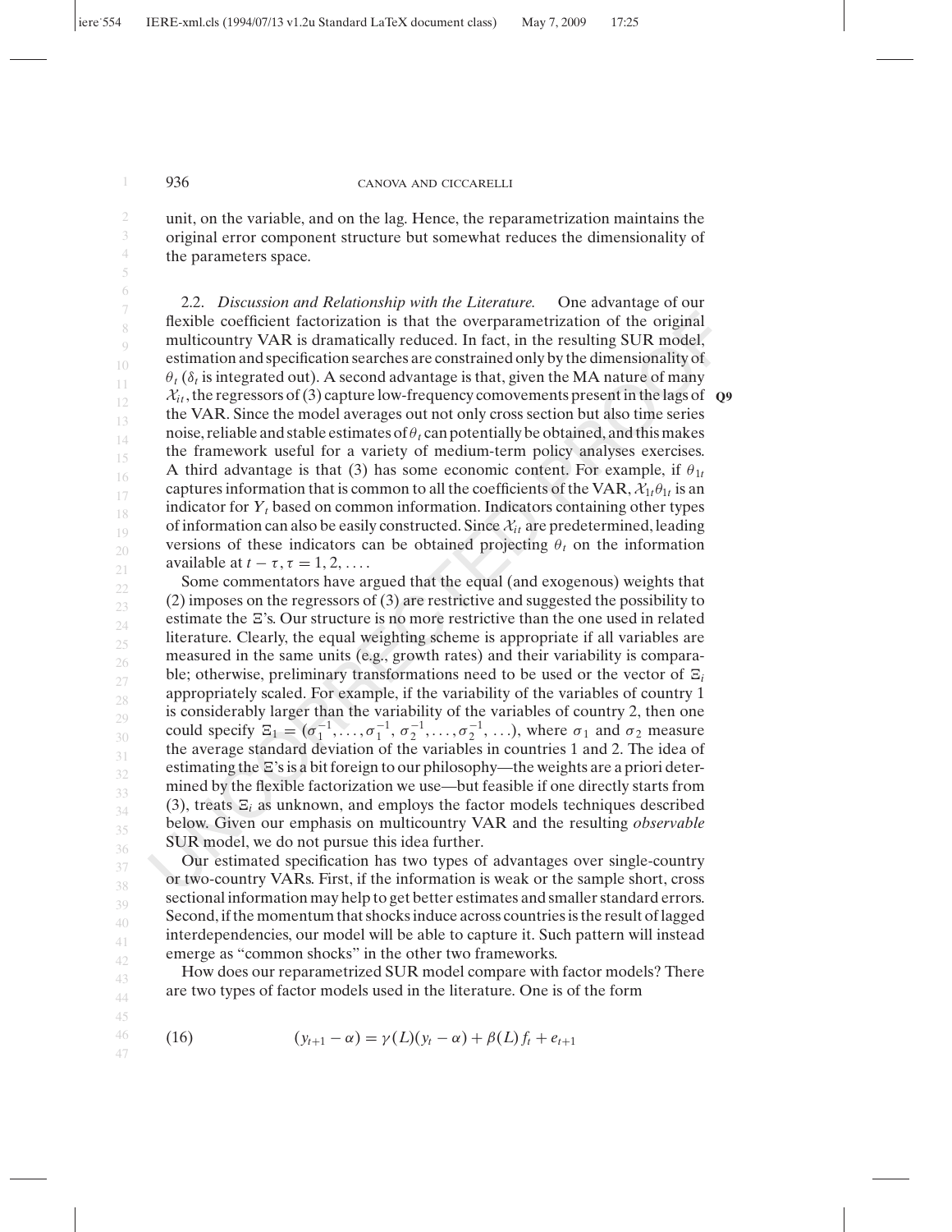unit, on the variable, and on the lag. Hence, the reparametrization maintains the original error component structure but somewhat reduces the dimensionality of the parameters space.

2.2. *Discussion and Relationship with the Literature.* One advantage of our flexible coefficient factorization is that the overparametrization of the original multicountry VAR is dramatically reduced. In fact, in the resulting SUR model, estimation and specification searches are constrained only by the dimensionality of $\theta_t$ ($\delta_t$ is integrated out). A second advantage is that, given the MA nature of many $\mathcal{X}_{it}$, the regressors of (3) capture low-frequency comovements present in the lags of the VAR. Since the model averages out not only cross section but also time series noise, reliable and stable estimates of $\theta_t$ can potentially be obtained, and this makes the framework useful for a variety of medium-term policy analyses exercises. A third advantage is that (3) has some economic content. For example, if $\theta_{1t}$ captures information that is common to all the coefficients of the VAR, $\mathcal{X}_{1t}\theta_{1t}$ is an indicator for $Y_t$ based on common information. Indicators containing other types of information can also be easily constructed. Since $\mathcal{X}_{it}$ are predetermined, leading versions of these indicators can be obtained projecting $\theta_t$ on the information available at $t-\tau, \tau = 1, 2, \ldots$.

Some commentators have argued that the equal (and exogenous) weights that (2) imposes on the regressors of (3) are restrictive and suggested the possibility to estimate the $\Xi$'s. Our structure is no more restrictive than the one used in related literature. Clearly, the equal weighting scheme is appropriate if all variables are measured in the same units (e.g., growth rates) and their variability is comparable; otherwise, preliminary transformations need to be used or the vector of $\Xi_i$ appropriately scaled. For example, if the variability of the variables of country 1 is considerably larger than the variability of the variables of country 2, then one could specify $\Xi_1 = (\sigma_1^{-1}, \ldots, \sigma_1^{-1}, \sigma_2^{-1}, \ldots, \sigma_2^{-1}, \ldots)$, where $\sigma_1$ and $\sigma_2$ measure the average standard deviation of the variables in countries 1 and 2. The idea of estimating the $\Xi$'s is a bit foreign to our philosophy—the weights are a priori determined by the flexible factorization we use—but feasible if one directly starts from (3), treats $\Xi_i$ as unknown, and employs the factor models techniques described below. Given our emphasis on multicountry VAR and the resulting *observable* SUR model, we do not pursue this idea further.

Our estimated specification has two types of advantages over single-country or two-country VARs. First, if the information is weak or the sample short, cross sectional information may help to get better estimates and smaller standard errors. Second, if the momentum that shocks induce across countries is the result of lagged interdependencies, our model will be able to capture it. Such pattern will instead emerge as "common shocks" in the other two frameworks.

How does our reparametrized SUR model compare with factor models? There are two types of factor models used in the literature. One is of the form

$$(y_{t+1} - \alpha) = \gamma(L)(y_t - \alpha) + \beta(L) f_t + e_{t+1} \tag{16}$$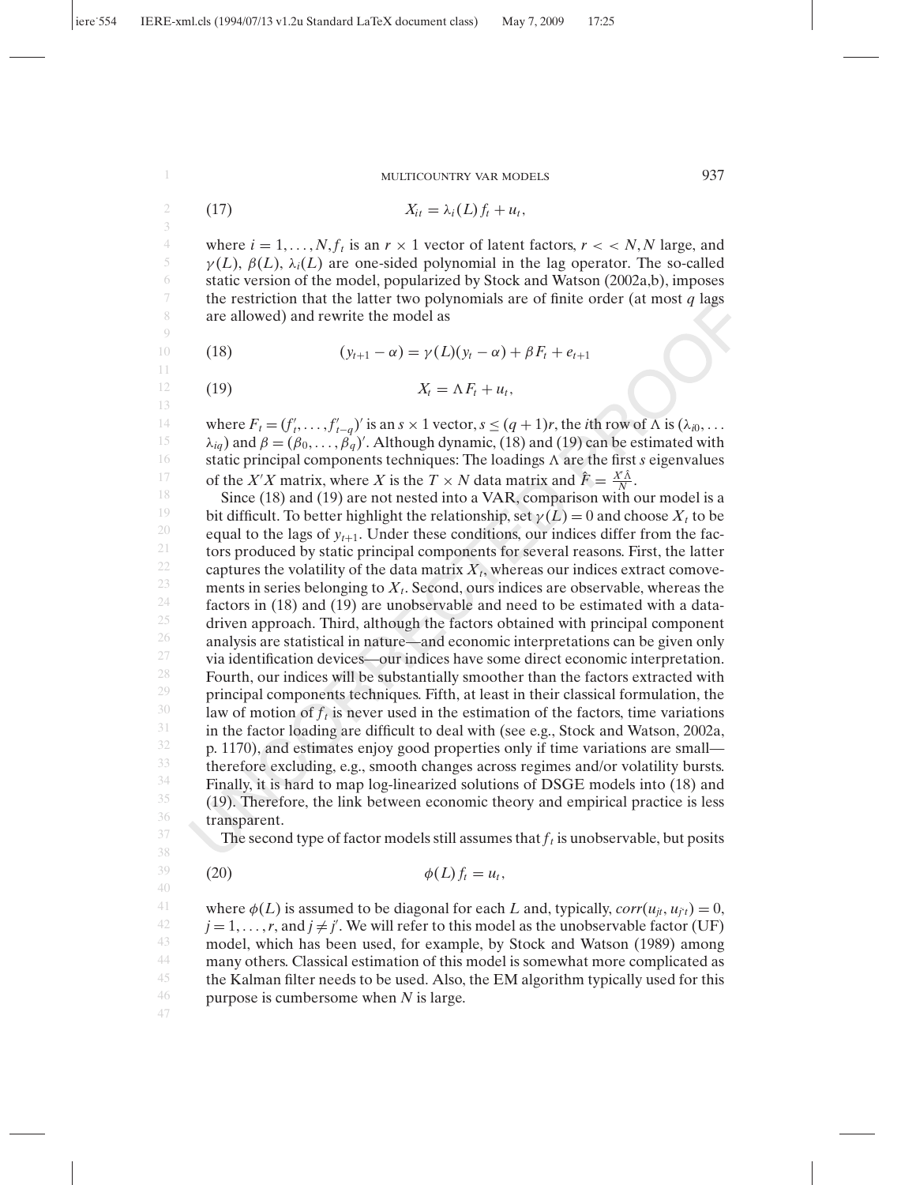$$X_{it} = \lambda_i(L) f_t + u_t, \tag{17}$$

where $i = 1, \ldots, N, f_t$ is an $r \times 1$ vector of latent factors, $r < < N, N$ large, and $\gamma(L)$, $\beta(L)$, $\lambda_i(L)$ are one-sided polynomial in the lag operator. The so-called static version of the model, popularized by Stock and Watson (2002a,b), imposes the restriction that the latter two polynomials are of finite order (at most $q$ lags are allowed) and rewrite the model as

$$(y_{t+1} - \alpha) = \gamma(L)(y_t - \alpha) + \beta F_t + e_{t+1} \tag{18}$$

$$X_t = \Lambda F_t + u_t, \tag{19}$$

where $F_t = (f_t', \ldots, f_{t-q}')'$ is an $s \times 1$ vector, $s \leq (q+1)r$, the $i$th row of $\Lambda$ is $(\lambda_{i0}, \ldots \lambda_{iq})$ and $\beta = (\beta_0, \ldots, \beta_q)'$. Although dynamic, (18) and (19) can be estimated with static principal components techniques: The loadings $\Lambda$ are the first $s$ eigenvalues of the $X'X$ matrix, where $X$ is the $T \times N$ data matrix and $\hat{F} = \frac{X'\hat{\Lambda}}{N}$.

Since (18) and (19) are not nested into a VAR, comparison with our model is a bit difficult. To better highlight the relationship, set $\gamma(L) = 0$ and choose $X_t$ to be equal to the lags of $y_{t+1}$. Under these conditions, our indices differ from the factors produced by static principal components for several reasons. First, the latter captures the volatility of the data matrix $X_t$, whereas our indices extract comovements in series belonging to $X_t$. Second, ours indices are observable, whereas the factors in (18) and (19) are unobservable and need to be estimated with a data-driven approach. Third, although the factors obtained with principal component analysis are statistical in nature—and economic interpretations can be given only via identification devices—our indices have some direct economic interpretation. Fourth, our indices will be substantially smoother than the factors extracted with principal components techniques. Fifth, at least in their classical formulation, the law of motion of $f_t$ is never used in the estimation of the factors, time variations in the factor loading are difficult to deal with (see e.g., Stock and Watson, 2002a, p. 1170), and estimates enjoy good properties only if time variations are small—therefore excluding, e.g., smooth changes across regimes and/or volatility bursts. Finally, it is hard to map log-linearized solutions of DSGE models into (18) and (19). Therefore, the link between economic theory and empirical practice is less transparent.

The second type of factor models still assumes that $f_t$ is unobservable, but posits

$$\phi(L) f_t = u_t, \tag{20}$$

where $\phi(L)$ is assumed to be diagonal for each $L$ and, typically, $corr(u_{jt}, u_{j't}) = 0$, $j = 1, \ldots, r$, and $j \neq j'$. We will refer to this model as the unobservable factor (UF) model, which has been used, for example, by Stock and Watson (1989) among many others. Classical estimation of this model is somewhat more complicated as the Kalman filter needs to be used. Also, the EM algorithm typically used for this purpose is cumbersome when $N$ is large.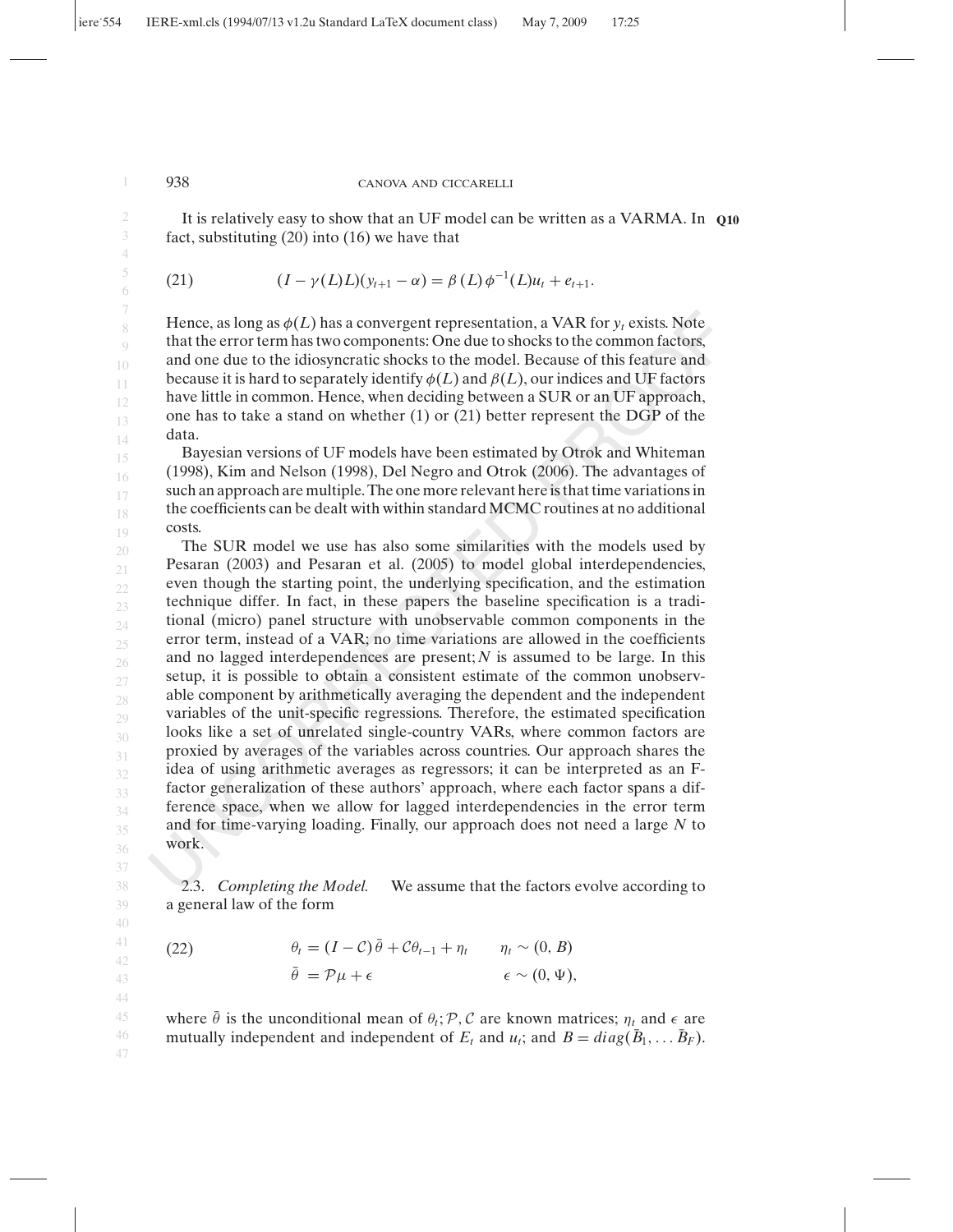It is relatively easy to show that an UF model can be written as a VARMA. In fact, substituting (20) into (16) we have that

$$(I - \gamma(L)L)(y_{t+1} - \alpha) = \beta(L)\phi^{-1}(L)u_t + e_{t+1}. \tag{21}$$

Hence, as long as $\phi(L)$ has a convergent representation, a VAR for $y_t$ exists. Note that the error term has two components: One due to shocks to the common factors, and one due to the idiosyncratic shocks to the model. Because of this feature and because it is hard to separately identify $\phi(L)$ and $\beta(L)$, our indices and UF factors have little in common. Hence, when deciding between a SUR or an UF approach, one has to take a stand on whether (1) or (21) better represent the DGP of the data.

Bayesian versions of UF models have been estimated by Otrok and Whiteman (1998), Kim and Nelson (1998), Del Negro and Otrok (2006). The advantages of such an approach are multiple. The one more relevant here is that time variations in the coefficients can be dealt with within standard MCMC routines at no additional costs.

The SUR model we use has also some similarities with the models used by Pesaran (2003) and Pesaran et al. (2005) to model global interdependencies, even though the starting point, the underlying specification, and the estimation technique differ. In fact, in these papers the baseline specification is a traditional (micro) panel structure with unobservable common components in the error term, instead of a VAR; no time variations are allowed in the coefficients and no lagged interdependences are present; $N$ is assumed to be large. In this setup, it is possible to obtain a consistent estimate of the common unobservable component by arithmetically averaging the dependent and the independent variables of the unit-specific regressions. Therefore, the estimated specification looks like a set of unrelated single-country VARs, where common factors are proxied by averages of the variables across countries. Our approach shares the idea of using arithmetic averages as regressors; it can be interpreted as an F-factor generalization of these authors' approach, where each factor spans a difference space, when we allow for lagged interdependencies in the error term and for time-varying loading. Finally, our approach does not need a large $N$ to work.

2.3. *Completing the Model.* We assume that the factors evolve according to a general law of the form

$$\begin{aligned} \theta_t &= (I - \mathcal{C})\bar{\theta} + \mathcal{C}\theta_{t-1} + \eta_t \qquad \eta_t \sim (0, B) \\ \bar{\theta} &= \mathcal{P}\mu + \epsilon \qquad\qquad\qquad\quad\; \epsilon \sim (0, \Psi), \end{aligned} \tag{22}$$

where $\bar{\theta}$ is the unconditional mean of $\theta_t$; $\mathcal{P}, \mathcal{C}$ are known matrices; $\eta_t$ and $\epsilon$ are mutually independent and independent of $E_t$ and $u_t$; and $B = diag(\bar{B}_1, \ldots \bar{B}_F)$.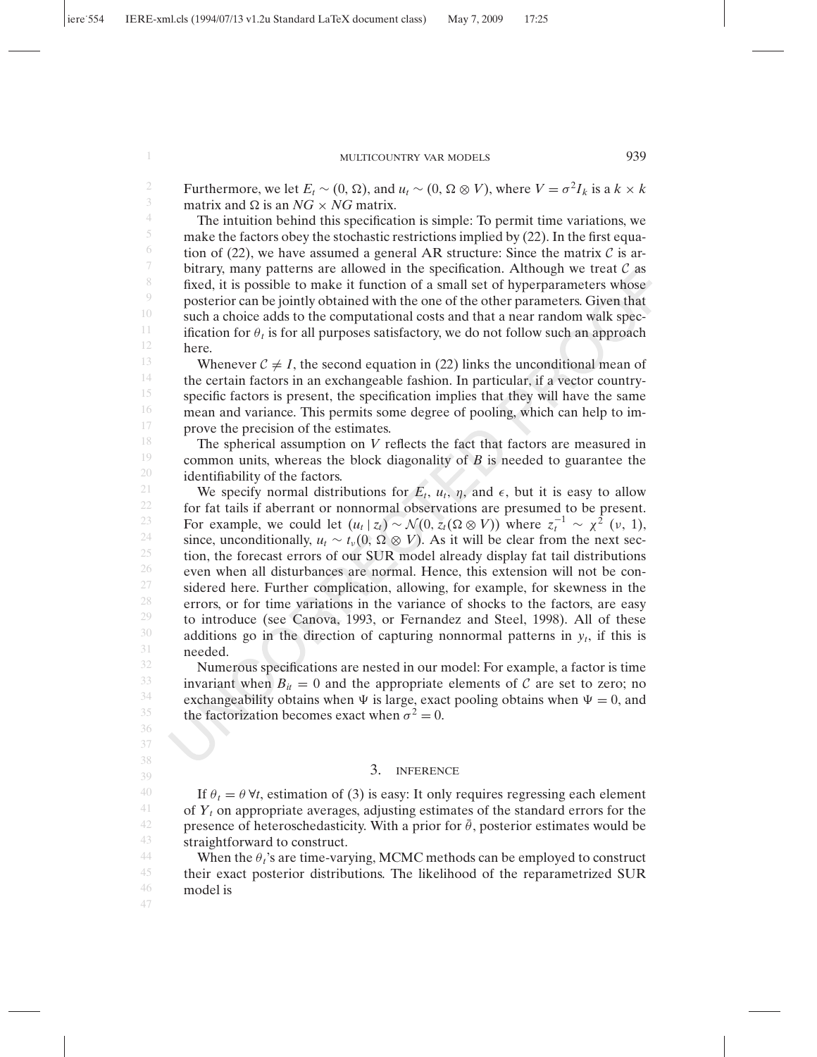Furthermore, we let $E_t \sim (0, \Omega)$, and $u_t \sim (0, \Omega \otimes V)$, where $V = \sigma^2 I_k$ is a $k \times k$ matrix and $\Omega$ is an $NG \times NG$ matrix.

The intuition behind this specification is simple: To permit time variations, we make the factors obey the stochastic restrictions implied by (22). In the first equation of (22), we have assumed a general AR structure: Since the matrix $\mathcal{C}$ is arbitrary, many patterns are allowed in the specification. Although we treat $\mathcal{C}$ as fixed, it is possible to make it function of a small set of hyperparameters whose posterior can be jointly obtained with the one of the other parameters. Given that such a choice adds to the computational costs and that a near random walk specification for $\theta_t$ is for all purposes satisfactory, we do not follow such an approach here.

Whenever $\mathcal{C} \neq I$, the second equation in (22) links the unconditional mean of the certain factors in an exchangeable fashion. In particular, if a vector country-specific factors is present, the specification implies that they will have the same mean and variance. This permits some degree of pooling, which can help to improve the precision of the estimates.

The spherical assumption on $V$ reflects the fact that factors are measured in common units, whereas the block diagonality of $B$ is needed to guarantee the identifiability of the factors.

We specify normal distributions for $E_t$, $u_t$, $\eta$, and $\epsilon$, but it is easy to allow for fat tails if aberrant or nonnormal observations are presumed to be present. For example, we could let $(u_t \mid z_t) \sim \mathcal{N}(0, z_t(\Omega \otimes V))$ where $z_t^{-1} \sim \chi^2(\nu, 1)$, since, unconditionally, $u_t \sim t_\nu(0, \Omega \otimes V)$. As it will be clear from the next section, the forecast errors of our SUR model already display fat tail distributions even when all disturbances are normal. Hence, this extension will not be considered here. Further complication, allowing, for example, for skewness in the errors, or for time variations in the variance of shocks to the factors, are easy to introduce (see Canova, 1993, or Fernandez and Steel, 1998). All of these additions go in the direction of capturing nonnormal patterns in $y_t$, if this is needed.

Numerous specifications are nested in our model: For example, a factor is time invariant when $B_{it} = 0$ and the appropriate elements of $\mathcal{C}$ are set to zero; no exchangeability obtains when $\Psi$ is large, exact pooling obtains when $\Psi = 0$, and the factorization becomes exact when $\sigma^2 = 0$.

## 3. INFERENCE

If $\theta_t = \theta \, \forall t$, estimation of (3) is easy: It only requires regressing each element of $Y_t$ on appropriate averages, adjusting estimates of the standard errors for the presence of heteroschedasticity. With a prior for $\bar{\theta}$, posterior estimates would be straightforward to construct.

When the $\theta_t$'s are time-varying, MCMC methods can be employed to construct their exact posterior distributions. The likelihood of the reparametrized SUR model is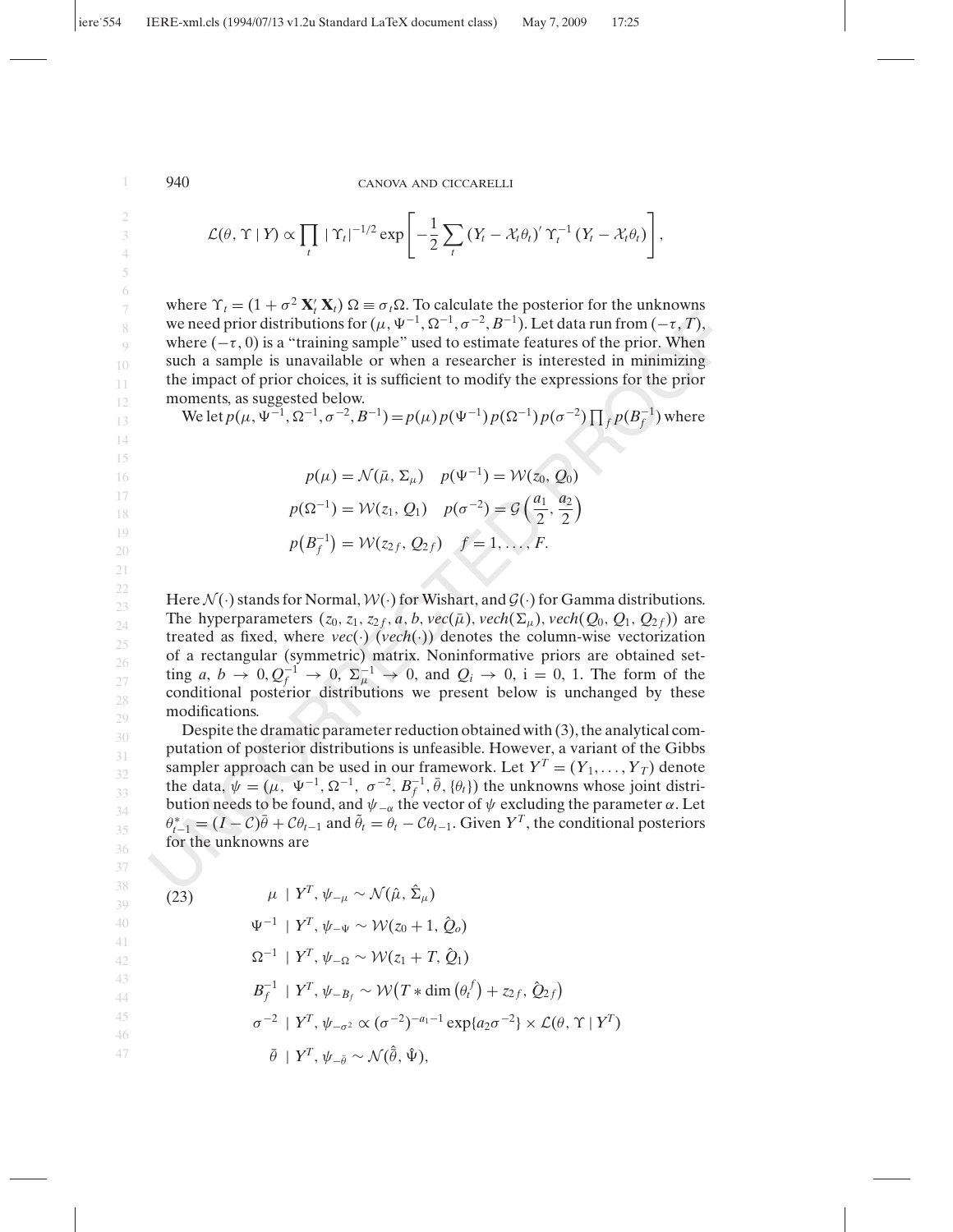$$\mathcal{L}(\theta, \Upsilon \mid Y) \propto \prod_t |\Upsilon_t|^{-1/2} \exp\left[-\frac{1}{2}\sum_t (Y_t - \mathcal{X}_t\theta_t)' \Upsilon_t^{-1} (Y_t - \mathcal{X}_t\theta_t)\right],$$

where $\Upsilon_t = (1 + \sigma^2 \mathbf{X}_t' \mathbf{X}_t)\,\Omega \equiv \sigma_t \Omega$. To calculate the posterior for the unknowns we need prior distributions for $(\mu, \Psi^{-1}, \Omega^{-1}, \sigma^{-2}, B^{-1})$. Let data run from $(-\tau, T)$, where $(-\tau, 0)$ is a "training sample" used to estimate features of the prior. When such a sample is unavailable or when a researcher is interested in minimizing the impact of prior choices, it is sufficient to modify the expressions for the prior moments, as suggested below.

We let $p(\mu, \Psi^{-1}, \Omega^{-1}, \sigma^{-2}, B^{-1}) = p(\mu)\,p(\Psi^{-1})\,p(\Omega^{-1})\,p(\sigma^{-2})\prod_f p(B_f^{-1})$ where

$$\begin{aligned}
p(\mu) &= \mathcal{N}(\bar{\mu}, \Sigma_\mu) \quad p(\Psi^{-1}) = \mathcal{W}(z_0, Q_0)\\
p(\Omega^{-1}) &= \mathcal{W}(z_1, Q_1) \quad p(\sigma^{-2}) = \mathcal{G}\left(\frac{a_1}{2}, \frac{a_2}{2}\right)\\
p\left(B_f^{-1}\right) &= \mathcal{W}(z_{2f}, Q_{2f}) \quad f = 1, \ldots, F.
\end{aligned}$$

Here $\mathcal{N}(\cdot)$ stands for Normal, $\mathcal{W}(\cdot)$ for Wishart, and $\mathcal{G}(\cdot)$ for Gamma distributions. The hyperparameters $(z_0, z_1, z_{2f}, a, b, vec(\bar{\mu}), vech(\Sigma_\mu), vech(Q_0, Q_1, Q_{2f}))$ are treated as fixed, where $vec(\cdot)$ ($vech(\cdot)$) denotes the column-wise vectorization of a rectangular (symmetric) matrix. Noninformative priors are obtained setting $a, b \to 0, Q_f^{-1} \to 0$, $\Sigma_\mu^{-1} \to 0$, and $Q_i \to 0$, i = 0, 1. The form of the conditional posterior distributions we present below is unchanged by these modifications.

Despite the dramatic parameter reduction obtained with (3), the analytical computation of posterior distributions is unfeasible. However, a variant of the Gibbs sampler approach can be used in our framework. Let $Y^T = (Y_1, \ldots, Y_T)$ denote the data, $\psi = (\mu, \Psi^{-1}, \Omega^{-1}, \sigma^{-2}, B_f^{-1}, \bar{\theta}, \{\theta_t\})$ the unknowns whose joint distribution needs to be found, and $\psi_{-\alpha}$ the vector of $\psi$ excluding the parameter $\alpha$. Let $\theta_{t-1}^* = (I - \mathcal{C})\bar{\theta} + \mathcal{C}\theta_{t-1}$ and $\tilde{\theta}_t = \theta_t - \mathcal{C}\theta_{t-1}$. Given $Y^T$, the conditional posteriors for the unknowns are

$$\begin{aligned}
&\mu \mid Y^T, \psi_{-\mu} \sim \mathcal{N}(\hat{\mu}, \hat{\Sigma}_\mu)\\
&\Psi^{-1} \mid Y^T, \psi_{-\Psi} \sim \mathcal{W}(z_0 + 1, \hat{Q}_o)\\
&\Omega^{-1} \mid Y^T, \psi_{-\Omega} \sim \mathcal{W}(z_1 + T, \hat{Q}_1)\\
&B_f^{-1} \mid Y^T, \psi_{-B_f} \sim \mathcal{W}\left(T * \dim\left(\theta_t^f\right) + z_{2f}, \hat{Q}_{2f}\right)\\
&\sigma^{-2} \mid Y^T, \psi_{-\sigma^2} \propto (\sigma^{-2})^{-a_1-1}\exp\{a_2\sigma^{-2}\} \times \mathcal{L}(\theta, \Upsilon \mid Y^T)\\
&\bar{\theta} \mid Y^T, \psi_{-\bar{\theta}} \sim \mathcal{N}(\hat{\bar{\theta}}, \hat{\Psi}),
\end{aligned} \tag{23}$$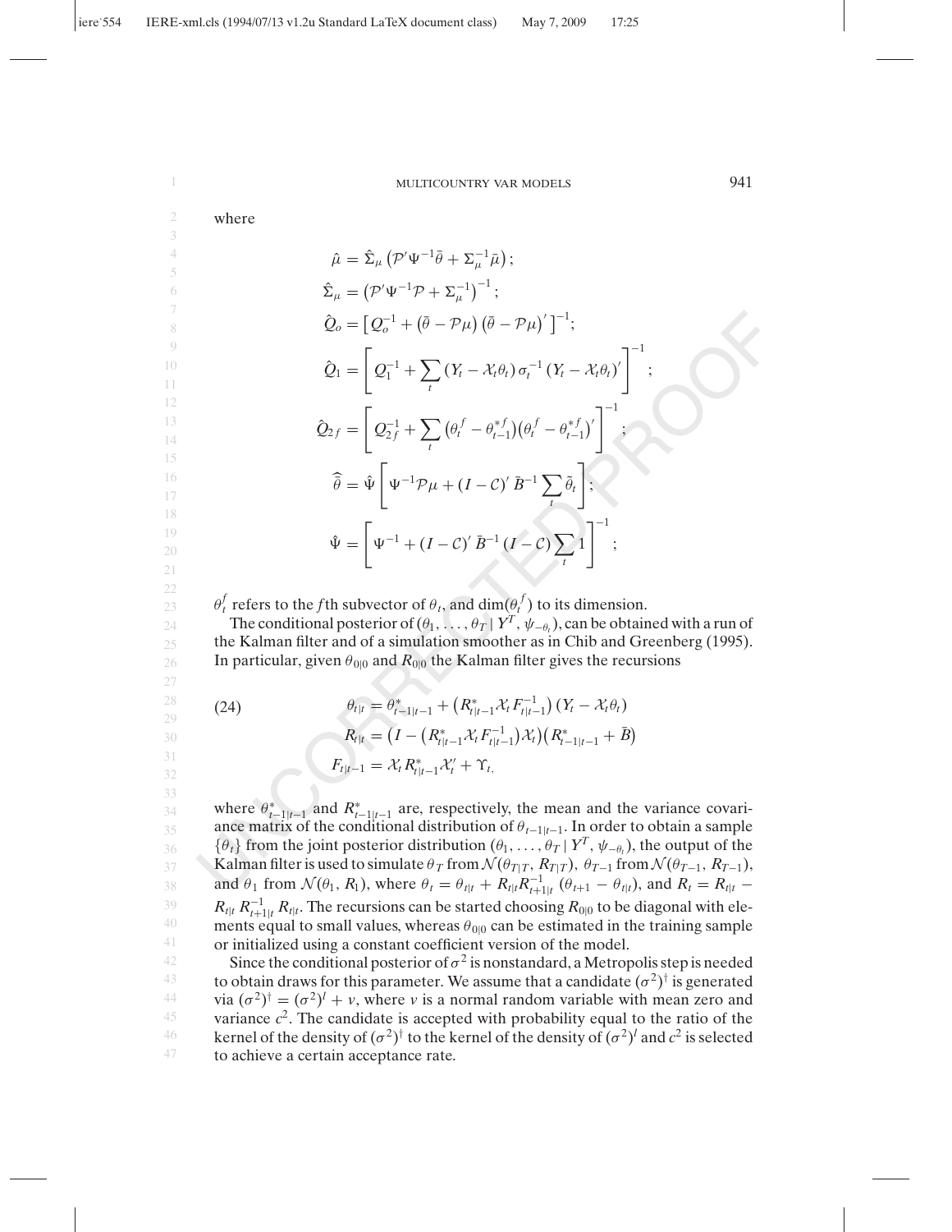where

$$\hat{\mu} = \hat{\Sigma}_\mu \left(\mathcal{P}'\Psi^{-1}\bar{\theta} + \Sigma_\mu^{-1}\bar{\mu}\right);$$

$$\hat{\Sigma}_\mu = \left(\mathcal{P}'\Psi^{-1}\mathcal{P} + \Sigma_\mu^{-1}\right)^{-1};$$

$$\hat{Q}_o = \left[Q_o^{-1} + \left(\bar{\theta} - \mathcal{P}\mu\right)\left(\bar{\theta} - \mathcal{P}\mu\right)'\right]^{-1};$$

$$\hat{Q}_1 = \left[Q_1^{-1} + \sum_t \left(Y_t - \mathcal{X}_t\theta_t\right)\sigma_t^{-1}\left(Y_t - \mathcal{X}_t\theta_t\right)'\right]^{-1};$$

$$\hat{Q}_{2f} = \left[Q_{2f}^{-1} + \sum_t \left(\theta_t^f - \theta_{t-1}^{*f}\right)\left(\theta_t^f - \theta_{t-1}^{*f}\right)'\right]^{-1};$$

$$\widehat{\bar{\theta}} = \hat{\Psi}\left[\Psi^{-1}\mathcal{P}\mu + (I - \mathcal{C})'\,\bar{B}^{-1}\sum_t \tilde{\theta}_t\right];$$

$$\hat{\Psi} = \left[\Psi^{-1} + (I - \mathcal{C})'\,\bar{B}^{-1}\,(I - \mathcal{C})\sum_t 1\right]^{-1};$$

$\theta_t^f$ refers to the $f$th subvector of $\theta_t$, and $\dim(\theta_t^f)$ to its dimension.

The conditional posterior of $(\theta_1, \ldots, \theta_T \mid Y^T, \psi_{-\theta_t})$, can be obtained with a run of the Kalman filter and of a simulation smoother as in Chib and Greenberg (1995). In particular, given $\theta_{0|0}$ and $R_{0|0}$ the Kalman filter gives the recursions

$$\begin{aligned}
\theta_{t|t} &= \theta_{t-1|t-1}^* + \left(R_{t|t-1}^*\mathcal{X}_t F_{t|t-1}^{-1}\right)\left(Y_t - \mathcal{X}_t\theta_t\right) \\
R_{t|t} &= \left(I - \left(R_{t|t-1}^*\mathcal{X}_t F_{t|t-1}^{-1}\right)\mathcal{X}_t\right)\left(R_{t-1|t-1}^* + \bar{B}\right) \\
F_{t|t-1} &= \mathcal{X}_t R_{t|t-1}^*\mathcal{X}_t' + \Upsilon_t,
\end{aligned} \tag{24}$$

where $\theta_{t-1|t-1}^*$ and $R_{t-1|t-1}^*$ are, respectively, the mean and the variance covariance matrix of the conditional distribution of $\theta_{t-1|t-1}$. In order to obtain a sample $\{\theta_t\}$ from the joint posterior distribution $(\theta_1, \ldots, \theta_T \mid Y^T, \psi_{-\theta_t})$, the output of the Kalman filter is used to simulate $\theta_T$ from $\mathcal{N}(\theta_{T|T}, R_{T|T})$, $\theta_{T-1}$ from $\mathcal{N}(\theta_{T-1}, R_{T-1})$, and $\theta_1$ from $\mathcal{N}(\theta_1, R_1)$, where $\theta_t = \theta_{t|t} + R_{t|t}R_{t+1|t}^{-1}\,(\theta_{t+1} - \theta_{t|t})$, and $R_t = R_{t|t} - R_{t|t}\,R_{t+1|t}^{-1}\,R_{t|t}$. The recursions can be started choosing $R_{0|0}$ to be diagonal with elements equal to small values, whereas $\theta_{0|0}$ can be estimated in the training sample or initialized using a constant coefficient version of the model.

Since the conditional posterior of $\sigma^2$ is nonstandard, a Metropolis step is needed to obtain draws for this parameter. We assume that a candidate $(\sigma^2)^\dagger$ is generated via $(\sigma^2)^\dagger = (\sigma^2)^l + v$, where $v$ is a normal random variable with mean zero and variance $c^2$. The candidate is accepted with probability equal to the ratio of the kernel of the density of $(\sigma^2)^\dagger$ to the kernel of the density of $(\sigma^2)^l$ and $c^2$ is selected to achieve a certain acceptance rate.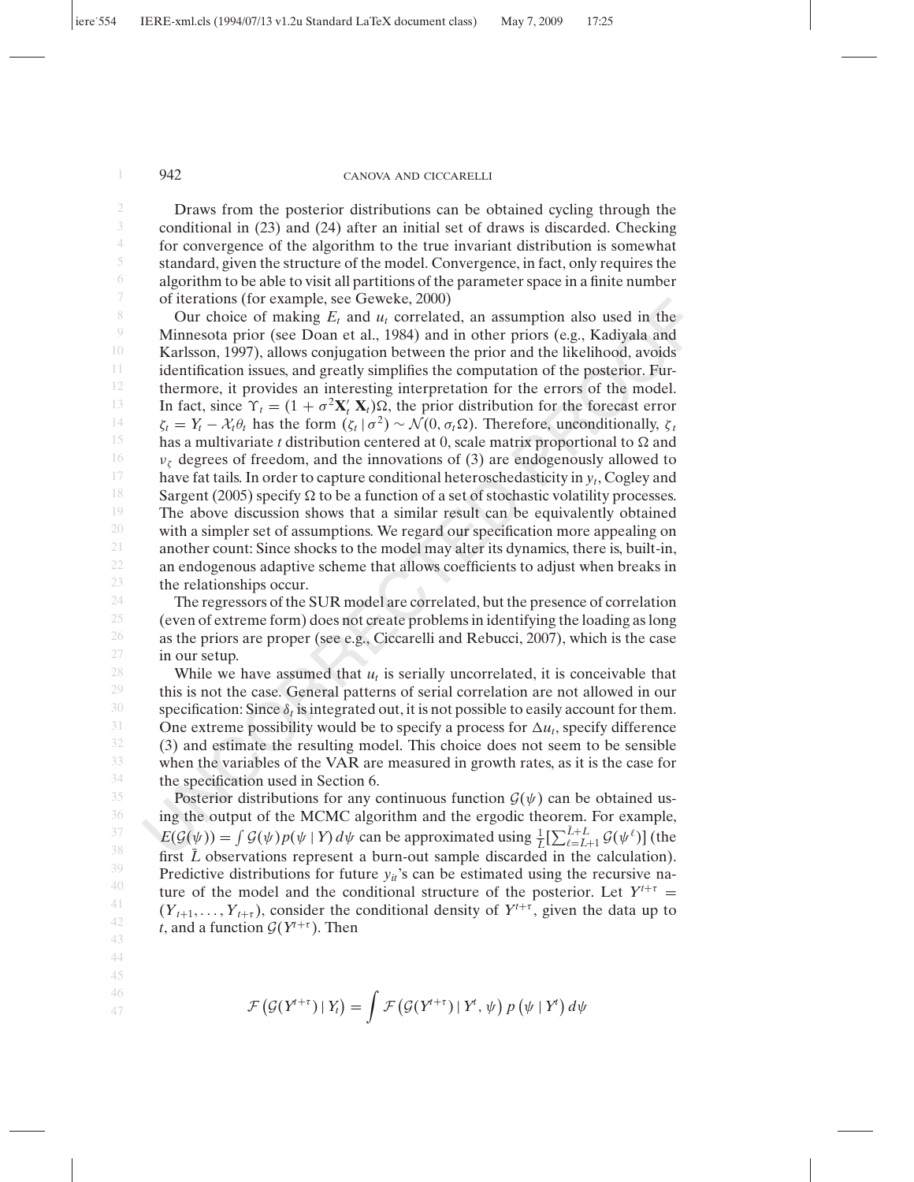Draws from the posterior distributions can be obtained cycling through the conditional in (23) and (24) after an initial set of draws is discarded. Checking for convergence of the algorithm to the true invariant distribution is somewhat standard, given the structure of the model. Convergence, in fact, only requires the algorithm to be able to visit all partitions of the parameter space in a finite number of iterations (for example, see Geweke, 2000)

Our choice of making $E_t$ and $u_t$ correlated, an assumption also used in the Minnesota prior (see Doan et al., 1984) and in other priors (e.g., Kadiyala and Karlsson, 1997), allows conjugation between the prior and the likelihood, avoids identification issues, and greatly simplifies the computation of the posterior. Furthermore, it provides an interesting interpretation for the errors of the model. In fact, since $\Upsilon_t = (1 + \sigma^2 \mathbf{X}_t' \mathbf{X}_t)\Omega$, the prior distribution for the forecast error $\zeta_t = Y_t - \mathcal{X}_t \theta_t$ has the form $(\zeta_t \mid \sigma^2) \sim \mathcal{N}(0, \sigma_t \Omega)$. Therefore, unconditionally, $\zeta_t$ has a multivariate $t$ distribution centered at 0, scale matrix proportional to $\Omega$ and $\nu_\zeta$ degrees of freedom, and the innovations of (3) are endogenously allowed to have fat tails. In order to capture conditional heteroschedasticity in $y_t$, Cogley and Sargent (2005) specify $\Omega$ to be a function of a set of stochastic volatility processes. The above discussion shows that a similar result can be equivalently obtained with a simpler set of assumptions. We regard our specification more appealing on another count: Since shocks to the model may alter its dynamics, there is, built-in, an endogenous adaptive scheme that allows coefficients to adjust when breaks in the relationships occur.

The regressors of the SUR model are correlated, but the presence of correlation (even of extreme form) does not create problems in identifying the loading as long as the priors are proper (see e.g., Ciccarelli and Rebucci, 2007), which is the case in our setup.

While we have assumed that $u_t$ is serially uncorrelated, it is conceivable that this is not the case. General patterns of serial correlation are not allowed in our specification: Since $\delta_t$ is integrated out, it is not possible to easily account for them. One extreme possibility would be to specify a process for $\Delta u_t$, specify difference (3) and estimate the resulting model. This choice does not seem to be sensible when the variables of the VAR are measured in growth rates, as it is the case for the specification used in Section 6.

Posterior distributions for any continuous function $\mathcal{G}(\psi)$ can be obtained using the output of the MCMC algorithm and the ergodic theorem. For example, $E(\mathcal{G}(\psi)) = \int \mathcal{G}(\psi) p(\psi \mid Y)\, d\psi$ can be approximated using $\frac{1}{L}[\sum_{\ell=\bar{L}+1}^{\bar{L}+L} \mathcal{G}(\psi^\ell)]$ (the first $\bar{L}$ observations represent a burn-out sample discarded in the calculation). Predictive distributions for future $y_{it}$'s can be estimated using the recursive nature of the model and the conditional structure of the posterior. Let $Y^{t+\tau} = (Y_{t+1}, \ldots, Y_{t+\tau})$, consider the conditional density of $Y^{t+\tau}$, given the data up to $t$, and a function $\mathcal{G}(Y^{t+\tau})$. Then

$$\mathcal{F}\left(\mathcal{G}(Y^{t+\tau}) \mid Y_t\right) = \int \mathcal{F}\left(\mathcal{G}(Y^{t+\tau}) \mid Y^t, \psi\right) p\left(\psi \mid Y^t\right) d\psi$$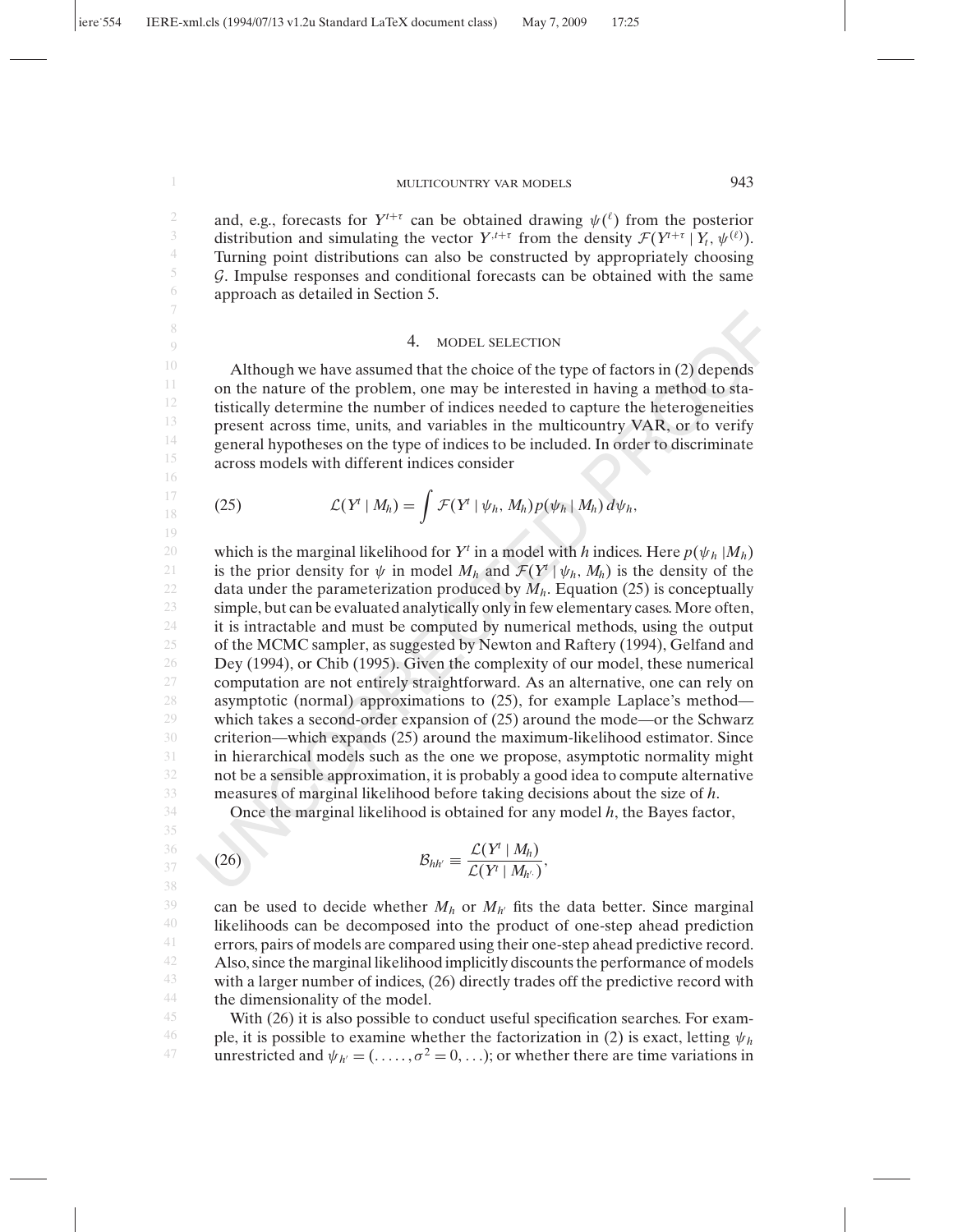and, e.g., forecasts for $Y^{t+\tau}$ can be obtained drawing $\psi(^{\ell})$ from the posterior distribution and simulating the vector $Y^{,t+\tau}$ from the density $\mathcal{F}(Y^{t+\tau} \mid Y_t, \psi^{(\ell)})$. Turning point distributions can also be constructed by appropriately choosing $\mathcal{G}$. Impulse responses and conditional forecasts can be obtained with the same approach as detailed in Section 5.

## 4. MODEL SELECTION

Although we have assumed that the choice of the type of factors in (2) depends on the nature of the problem, one may be interested in having a method to statistically determine the number of indices needed to capture the heterogeneities present across time, units, and variables in the multicountry VAR, or to verify general hypotheses on the type of indices to be included. In order to discriminate across models with different indices consider

$$\mathcal{L}(Y^t \mid M_h) = \int \mathcal{F}(Y^t \mid \psi_h, M_h) p(\psi_h \mid M_h)\, d\psi_h, \tag{25}$$

which is the marginal likelihood for $Y^t$ in a model with $h$ indices. Here $p(\psi_h \mid M_h)$ is the prior density for $\psi$ in model $M_h$ and $\mathcal{F}(Y^t \mid \psi_h, M_h)$ is the density of the data under the parameterization produced by $M_h$. Equation (25) is conceptually simple, but can be evaluated analytically only in few elementary cases. More often, it is intractable and must be computed by numerical methods, using the output of the MCMC sampler, as suggested by Newton and Raftery (1994), Gelfand and Dey (1994), or Chib (1995). Given the complexity of our model, these numerical computation are not entirely straightforward. As an alternative, one can rely on asymptotic (normal) approximations to (25), for example Laplace's method—which takes a second-order expansion of (25) around the mode—or the Schwarz criterion—which expands (25) around the maximum-likelihood estimator. Since in hierarchical models such as the one we propose, asymptotic normality might not be a sensible approximation, it is probably a good idea to compute alternative measures of marginal likelihood before taking decisions about the size of $h$.

Once the marginal likelihood is obtained for any model $h$, the Bayes factor,

$$\mathcal{B}_{hh'} \equiv \frac{\mathcal{L}(Y^t \mid M_h)}{\mathcal{L}(Y^t \mid M_{h'})}, \tag{26}$$

can be used to decide whether $M_h$ or $M_{h'}$ fits the data better. Since marginal likelihoods can be decomposed into the product of one-step ahead prediction errors, pairs of models are compared using their one-step ahead predictive record. Also, since the marginal likelihood implicitly discounts the performance of models with a larger number of indices, (26) directly trades off the predictive record with the dimensionality of the model.

With (26) it is also possible to conduct useful specification searches. For example, it is possible to examine whether the factorization in (2) is exact, letting $\psi_h$ unrestricted and $\psi_{h'} = (\ldots\ldots, \sigma^2 = 0, \ldots)$; or whether there are time variations in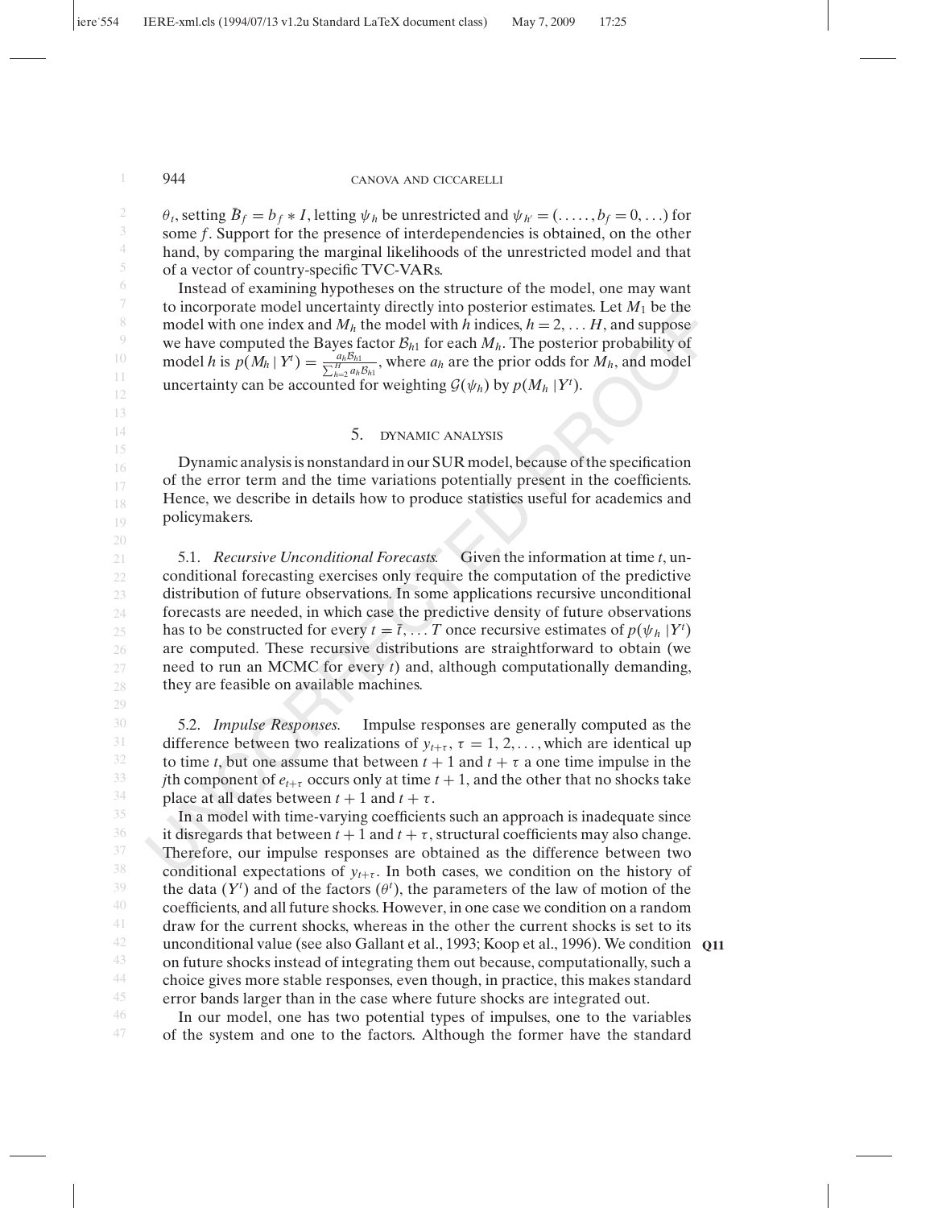$\theta_t$, setting $\bar{B}_f = b_f * I$, letting $\psi_h$ be unrestricted and $\psi_{h'} = (\ldots\ldots, b_f = 0, \ldots)$ for some $f$. Support for the presence of interdependencies is obtained, on the other hand, by comparing the marginal likelihoods of the unrestricted model and that of a vector of country-specific TVC-VARs.

Instead of examining hypotheses on the structure of the model, one may want to incorporate model uncertainty directly into posterior estimates. Let $M_1$ be the model with one index and $M_h$ the model with $h$ indices, $h = 2, \ldots H$, and suppose we have computed the Bayes factor $\mathcal{B}_{h1}$ for each $M_h$. The posterior probability of model $h$ is $p(M_h \mid Y^t) = \frac{a_h \mathcal{B}_{h1}}{\sum_{h=2}^{H} a_h \mathcal{B}_{h1}}$, where $a_h$ are the prior odds for $M_h$, and model uncertainty can be accounted for weighting $\mathcal{G}(\psi_h)$ by $p(M_h \mid Y^t)$.

## 5. DYNAMIC ANALYSIS

Dynamic analysis is nonstandard in our SUR model, because of the specification of the error term and the time variations potentially present in the coefficients. Hence, we describe in details how to produce statistics useful for academics and policymakers.

5.1. *Recursive Unconditional Forecasts.* Given the information at time $t$, unconditional forecasting exercises only require the computation of the predictive distribution of future observations. In some applications recursive unconditional forecasts are needed, in which case the predictive density of future observations has to be constructed for every $t = \bar{t}, \ldots T$ once recursive estimates of $p(\psi_h \mid Y^t)$ are computed. These recursive distributions are straightforward to obtain (we need to run an MCMC for every $t$) and, although computationally demanding, they are feasible on available machines.

5.2. *Impulse Responses.* Impulse responses are generally computed as the difference between two realizations of $y_{t+\tau}$, $\tau = 1, 2, \ldots$, which are identical up to time $t$, but one assume that between $t+1$ and $t+\tau$ a one time impulse in the $j$th component of $e_{t+\tau}$ occurs only at time $t+1$, and the other that no shocks take place at all dates between $t+1$ and $t+\tau$.

In a model with time-varying coefficients such an approach is inadequate since it disregards that between $t+1$ and $t+\tau$, structural coefficients may also change. Therefore, our impulse responses are obtained as the difference between two conditional expectations of $y_{t+\tau}$. In both cases, we condition on the history of the data ($Y^t$) and of the factors ($\theta^t$), the parameters of the law of motion of the coefficients, and all future shocks. However, in one case we condition on a random draw for the current shocks, whereas in the other the current shocks is set to its unconditional value (see also Gallant et al., 1993; Koop et al., 1996). We condition on future shocks instead of integrating them out because, computationally, such a choice gives more stable responses, even though, in practice, this makes standard error bands larger than in the case where future shocks are integrated out.

In our model, one has two potential types of impulses, one to the variables of the system and one to the factors. Although the former have the standard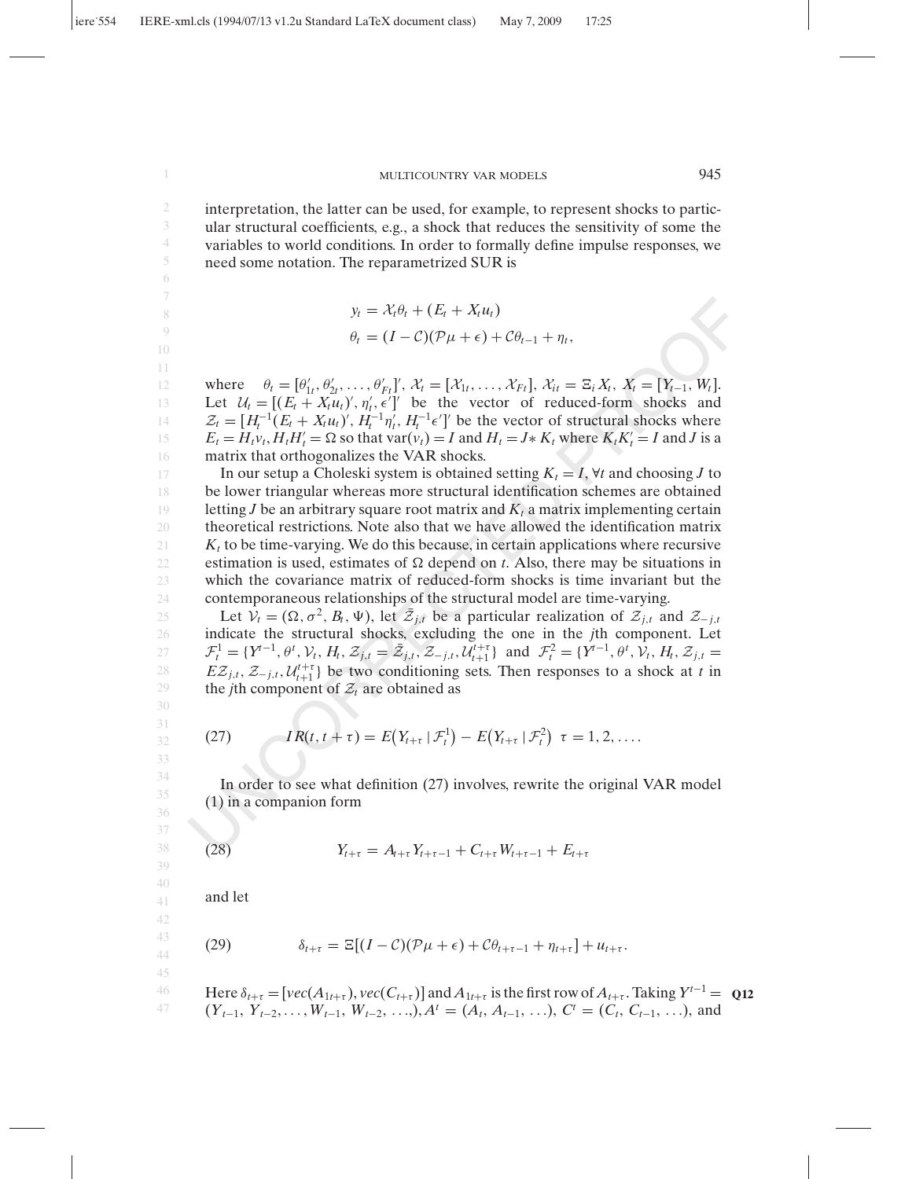interpretation, the latter can be used, for example, to represent shocks to particular structural coefficients, e.g., a shock that reduces the sensitivity of some the variables to world conditions. In order to formally define impulse responses, we need some notation. The reparametrized SUR is

$$
\begin{aligned}
y_t &= \mathcal{X}_t\theta_t + (E_t + X_t u_t) \\
\theta_t &= (I - \mathcal{C})(\mathcal{P}\mu + \epsilon) + \mathcal{C}\theta_{t-1} + \eta_t,
\end{aligned}
$$

where $\theta_t = [\theta'_{1t}, \theta'_{2t}, \ldots, \theta'_{Ft}]'$, $\mathcal{X}_t = [\mathcal{X}_{1t}, \ldots, \mathcal{X}_{Ft}]$, $\mathcal{X}_{it} = \Xi_i X_t$, $X_t = [Y_{t-1}, W_t]$. Let $\mathcal{U}_t = [(E_t + X_t u_t)', \eta'_t, \epsilon']'$ be the vector of reduced-form shocks and $\mathcal{Z}_t = [H_t^{-1}(E_t + X_t u_t)', H_t^{-1}\eta'_t, H_t^{-1}\epsilon']'$ be the vector of structural shocks where $E_t = H_t v_t, H_t H'_t = \Omega$ so that $\text{var}(v_t) = I$ and $H_t = J * K_t$ where $K_t K'_t = I$ and $J$ is a matrix that orthogonalizes the VAR shocks.

In our setup a Choleski system is obtained setting $K_t = I, \forall t$ and choosing $J$ to be lower triangular whereas more structural identification schemes are obtained letting $J$ be an arbitrary square root matrix and $K_t$ a matrix implementing certain theoretical restrictions. Note also that we have allowed the identification matrix $K_t$ to be time-varying. We do this because, in certain applications where recursive estimation is used, estimates of $\Omega$ depend on $t$. Also, there may be situations in which the covariance matrix of reduced-form shocks is time invariant but the contemporaneous relationships of the structural model are time-varying.

Let $\mathcal{V}_t = (\Omega, \sigma^2, B_t, \Psi)$, let $\bar{\mathcal{Z}}_{j,t}$ be a particular realization of $\mathcal{Z}_{j,t}$ and $\mathcal{Z}_{-j,t}$ indicate the structural shocks, excluding the one in the $j$th component. Let $\mathcal{F}_t^1 = \{Y^{t-1}, \theta^t, \mathcal{V}_t, H_t, \mathcal{Z}_{j,t} = \bar{\mathcal{Z}}_{j,t}, \mathcal{Z}_{-j,t}, \mathcal{U}_{t+1}^{t+\tau}\}$ and $\mathcal{F}_t^2 = \{Y^{t-1}, \theta^t, \mathcal{V}_t, H_t, \mathcal{Z}_{j,t} = E\mathcal{Z}_{j,t}, \mathcal{Z}_{-j,t}, \mathcal{U}_{t+1}^{t+\tau}\}$ be two conditioning sets. Then responses to a shock at $t$ in the $j$th component of $\mathcal{Z}_t$ are obtained as

$$
IR(t, t+\tau) = E\big(Y_{t+\tau} \mid \mathcal{F}_t^1\big) - E\big(Y_{t+\tau} \mid \mathcal{F}_t^2\big) \;\; \tau = 1, 2, \ldots. \tag{27}
$$

In order to see what definition (27) involves, rewrite the original VAR model (1) in a companion form

$$
Y_{t+\tau} = A_{t+\tau} Y_{t+\tau-1} + C_{t+\tau} W_{t+\tau-1} + E_{t+\tau} \tag{28}
$$

and let

$$
\delta_{t+\tau} = \Xi[(I - \mathcal{C})(\mathcal{P}\mu + \epsilon) + \mathcal{C}\theta_{t+\tau-1} + \eta_{t+\tau}] + u_{t+\tau}. \tag{29}
$$

Here $\delta_{t+\tau} = [vec(A_{1t+\tau}), vec(C_{t+\tau})]$ and $A_{1t+\tau}$ is the first row of $A_{t+\tau}$. Taking $Y^{t-1} = (Y_{t-1}, Y_{t-2}, \ldots, W_{t-1}, W_{t-2}, \ldots,), A^t = (A_t, A_{t-1}, \ldots)$, $C^t = (C_t, C_{t-1}, \ldots)$, and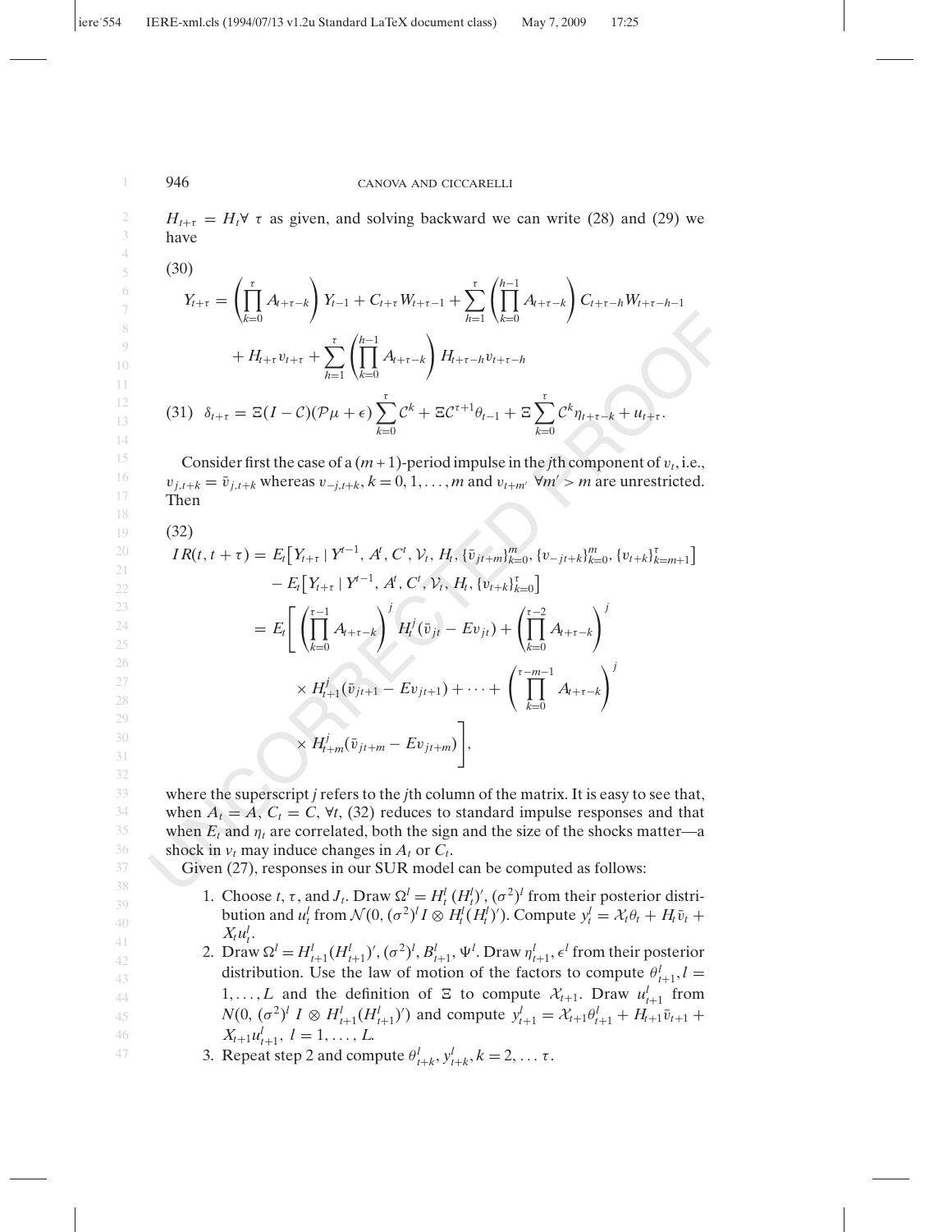$H_{t+\tau} = H_t \forall\ \tau$ as given, and solving backward we can write (28) and (29) we have

(30)

$$Y_{t+\tau} = \left(\prod_{k=0}^{\tau} A_{t+\tau-k}\right) Y_{t-1} + C_{t+\tau} W_{t+\tau-1} + \sum_{h=1}^{\tau} \left(\prod_{k=0}^{h-1} A_{t+\tau-k}\right) C_{t+\tau-h} W_{t+\tau-h-1}$$
$$+ H_{t+\tau} v_{t+\tau} + \sum_{h=1}^{\tau} \left(\prod_{k=0}^{h-1} A_{t+\tau-k}\right) H_{t+\tau-h} v_{t+\tau-h}$$

(31) $$\delta_{t+\tau} = \Xi(I - \mathcal{C})(\mathcal{P}\mu + \epsilon) \sum_{k=0}^{\tau} \mathcal{C}^k + \Xi \mathcal{C}^{\tau+1} \theta_{t-1} + \Xi \sum_{k=0}^{\tau} \mathcal{C}^k \eta_{t+\tau-k} + u_{t+\tau}.$$

Consider first the case of a $(m+1)$-period impulse in the $j$th component of $v_t$, i.e., $v_{j,t+k} = \bar{v}_{j,t+k}$ whereas $v_{-j,t+k}, k = 0, 1, \ldots, m$ and $v_{t+m'}\ \forall m' > m$ are unrestricted. Then

(32)

$$IR(t, t+\tau) = E_t\left[Y_{t+\tau} \mid Y^{t-1}, A^t, C^t, \mathcal{V}_t, H_t, \{\bar{v}_{jt+m}\}_{k=0}^{m}, \{v_{-jt+k}\}_{k=0}^{m}, \{v_{t+k}\}_{k=m+1}^{\tau}\right]$$
$$- E_t\left[Y_{t+\tau} \mid Y^{t-1}, A^t, C^t, \mathcal{V}_t, H_t, \{v_{t+k}\}_{k=0}^{\tau}\right]$$
$$= E_t\left[\left(\prod_{k=0}^{\tau-1} A_{t+\tau-k}\right)^j H_t^j (\bar{v}_{jt} - Ev_{jt}) + \left(\prod_{k=0}^{\tau-2} A_{t+\tau-k}\right)^j \right.$$
$$\times H_{t+1}^j (\bar{v}_{jt+1} - Ev_{jt+1}) + \cdots + \left(\prod_{k=0}^{\tau-m-1} A_{t+\tau-k}\right)^j$$
$$\left. \times H_{t+m}^j (\bar{v}_{jt+m} - Ev_{jt+m})\right],$$

where the superscript $j$ refers to the $j$th column of the matrix. It is easy to see that, when $A_t = A$, $C_t = C$, $\forall t$, (32) reduces to standard impulse responses and that when $E_t$ and $\eta_t$ are correlated, both the sign and the size of the shocks matter—a shock in $v_t$ may induce changes in $A_t$ or $C_t$.

Given (27), responses in our SUR model can be computed as follows:

1. Choose $t$, $\tau$, and $J_t$. Draw $\Omega^l = H_t^l (H_t^l)', (\sigma^2)^l$ from their posterior distribution and $u_t^l$ from $\mathcal{N}(0, (\sigma^2)^l I \otimes H_t^l (H_t^l)')$. Compute $y_t^l = \mathcal{X}_t \theta_t + H_t \bar{v}_t + X_t u_t^l$.
2. Draw $\Omega^l = H_{t+1}^l (H_{t+1}^l)', (\sigma^2)^l, B_{t+1}^l, \Psi^l$. Draw $\eta_{t+1}^l, \epsilon^l$ from their posterior distribution. Use the law of motion of the factors to compute $\theta_{t+1}^l, l = 1, \ldots, L$ and the definition of $\Xi$ to compute $\mathcal{X}_{t+1}$. Draw $u_{t+1}^l$ from $N(0, (\sigma^2)^l\ I \otimes H_{t+1}^l (H_{t+1}^l)')$ and compute $y_{t+1}^l = \mathcal{X}_{t+1} \theta_{t+1}^l + H_{t+1} \bar{v}_{t+1} + X_{t+1} u_{t+1}^l$, $l = 1, \ldots, L$.
3. Repeat step 2 and compute $\theta_{t+k}^l, y_{t+k}^l, k = 2, \ldots \tau$.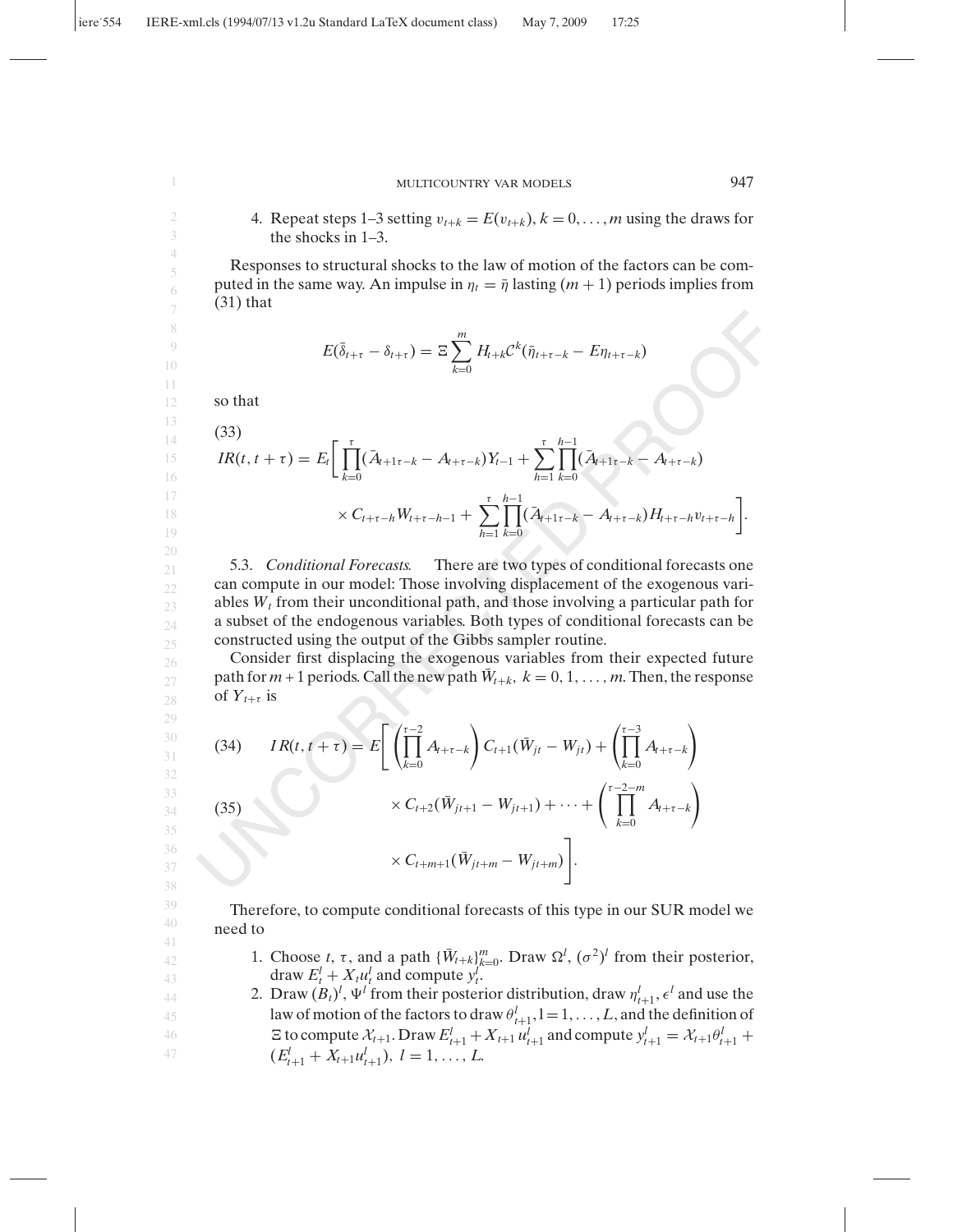4. Repeat steps 1–3 setting $v_{t+k} = E(v_{t+k}),\ k = 0, \ldots, m$ using the draws for the shocks in 1–3.

Responses to structural shocks to the law of motion of the factors can be computed in the same way. An impulse in $\eta_t = \bar{\eta}$ lasting $(m+1)$ periods implies from (31) that

$$E(\bar{\delta}_{t+\tau} - \delta_{t+\tau}) = \Xi \sum_{k=0}^{m} H_{t+k} \mathcal{C}^k (\bar{\eta}_{t+\tau-k} - E\eta_{t+\tau-k})$$

so that

(33)

$$IR(t, t+\tau) = E_t\Bigg[ \prod_{k=0}^{\tau} (\bar{A}_{t+1\tau-k} - A_{t+\tau-k}) Y_{t-1} + \sum_{h=1}^{\tau} \prod_{k=0}^{h-1} (\bar{A}_{t+1\tau-k} - A_{t+\tau-k}) \times C_{t+\tau-h} W_{t+\tau-h-1} + \sum_{h=1}^{\tau} \prod_{k=0}^{h-1} (\bar{A}_{t+1\tau-k} - A_{t+\tau-k}) H_{t+\tau-h} v_{t+\tau-h} \Bigg].$$

5.3. *Conditional Forecasts.* There are two types of conditional forecasts one can compute in our model: Those involving displacement of the exogenous variables $W_t$ from their unconditional path, and those involving a particular path for a subset of the endogenous variables. Both types of conditional forecasts can be constructed using the output of the Gibbs sampler routine.

Consider first displacing the exogenous variables from their expected future path for $m+1$ periods. Call the new path $\bar{W}_{t+k},\ k = 0, 1, \ldots, m$. Then, the response of $Y_{t+\tau}$ is

$$IR(t, t+\tau) = E\Bigg[ \left( \prod_{k=0}^{\tau-2} A_{t+\tau-k} \right) C_{t+1} (\bar{W}_{jt} - W_{jt}) + \left( \prod_{k=0}^{\tau-3} A_{t+\tau-k} \right) \tag{34}$$

$$\times C_{t+2} (\bar{W}_{jt+1} - W_{jt+1}) + \cdots + \left( \prod_{k=0}^{\tau-2-m} A_{t+\tau-k} \right) \times C_{t+m+1} (\bar{W}_{jt+m} - W_{jt+m}) \Bigg]. \tag{35}$$

Therefore, to compute conditional forecasts of this type in our SUR model we need to

1. Choose $t$, $\tau$, and a path $\{\bar{W}_{t+k}\}_{k=0}^{m}$. Draw $\Omega^l$, $(\sigma^2)^l$ from their posterior, draw $E_t^l + X_t u_t^l$ and compute $y_t^l$.
2. Draw $(B_t)^l$, $\Psi^l$ from their posterior distribution, draw $\eta_{t+1}^l$, $\epsilon^l$ and use the law of motion of the factors to draw $\theta_{t+1}^l, l = 1, \ldots, L$, and the definition of $\Xi$ to compute $\mathcal{X}_{t+1}$. Draw $E_{t+1}^l + X_{t+1} u_{t+1}^l$ and compute $y_{t+1}^l = \mathcal{X}_{t+1} \theta_{t+1}^l + (E_{t+1}^l + X_{t+1} u_{t+1}^l),\ l = 1, \ldots, L$.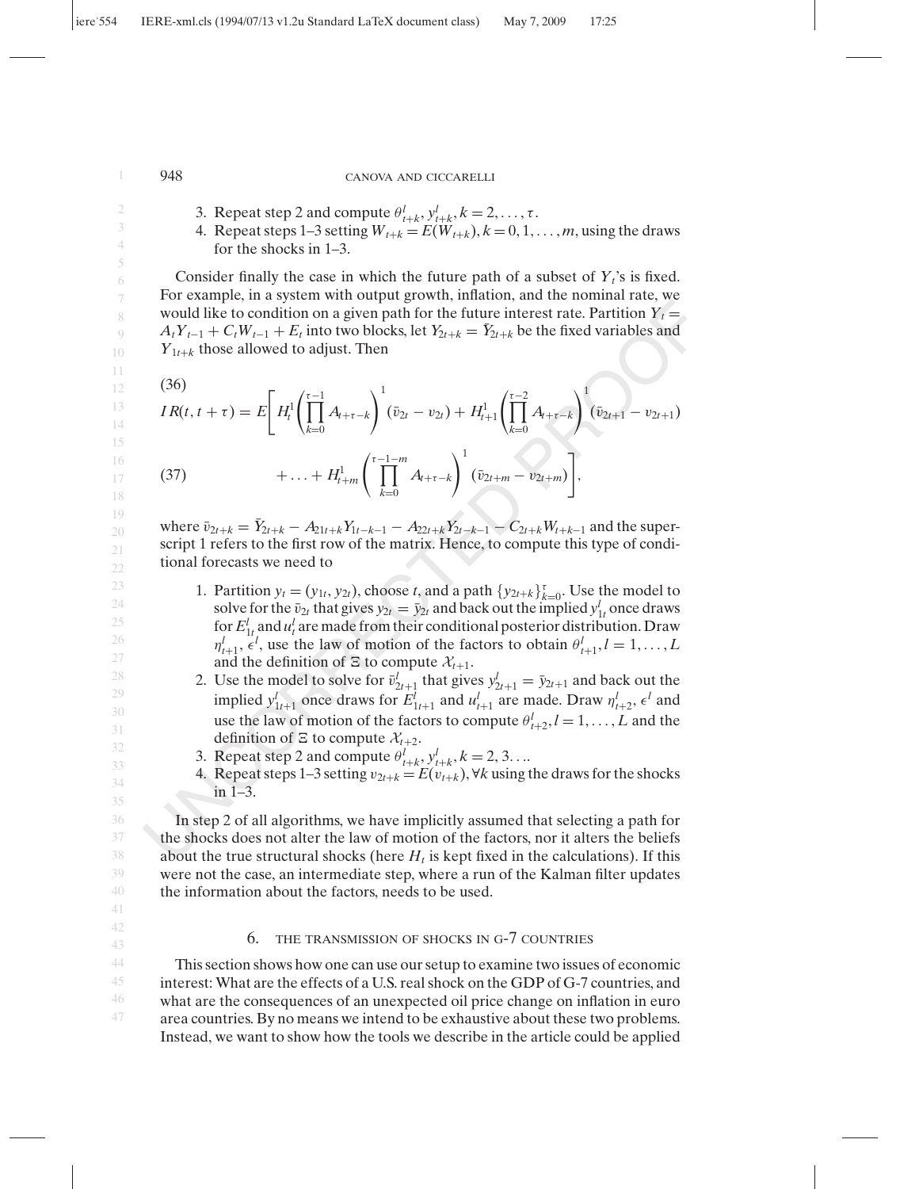3. Repeat step 2 and compute $\theta^l_{t+k}, y^l_{t+k}, k = 2, \ldots, \tau$.
4. Repeat steps 1–3 setting $W_{t+k} = E(W_{t+k}), k = 0, 1, \ldots, m$, using the draws for the shocks in 1–3.

Consider finally the case in which the future path of a subset of $Y_t$'s is fixed. For example, in a system with output growth, inflation, and the nominal rate, we would like to condition on a given path for the future interest rate. Partition $Y_t = A_t Y_{t-1} + C_t W_{t-1} + E_t$ into two blocks, let $Y_{2t+k} = \bar{Y}_{2t+k}$ be the fixed variables and $Y_{1t+k}$ those allowed to adjust. Then

$$
(36) \quad IR(t, t+\tau) = E\left[ H^1_t \left( \prod_{k=0}^{\tau-1} A_{t+\tau-k} \right)^1 (\bar{v}_{2t} - v_{2t}) + H^1_{t+1} \left( \prod_{k=0}^{\tau-2} A_{t+\tau-k} \right)^1 (\bar{v}_{2t+1} - v_{2t+1}) \right.
$$

$$
(37) \quad \left. + \ldots + H^1_{t+m} \left( \prod_{k=0}^{\tau-1-m} A_{t+\tau-k} \right)^1 (\bar{v}_{2t+m} - v_{2t+m}) \right],
$$

where $\bar{v}_{2t+k} = \bar{Y}_{2t+k} - A_{21t+k} Y_{1t-k-1} - A_{22t+k} Y_{2t-k-1} - C_{2t+k} W_{t+k-1}$ and the superscript 1 refers to the first row of the matrix. Hence, to compute this type of conditional forecasts we need to

1. Partition $y_t = (y_{1t}, y_{2t})$, choose $t$, and a path $\{y_{2t+k}\}_{k=0}^{\tau}$. Use the model to solve for the $\bar{v}_{2t}$ that gives $y_{2t} = \bar{y}_{2t}$ and back out the implied $y^l_{1t}$ once draws for $E^l_{1t}$ and $u^l_t$ are made from their conditional posterior distribution. Draw $\eta^l_{t+1}, \epsilon^l$, use the law of motion of the factors to obtain $\theta^l_{t+1}, l = 1, \ldots, L$ and the definition of $\Xi$ to compute $\mathcal{X}_{t+1}$.
2. Use the model to solve for $\bar{v}^l_{2t+1}$ that gives $y^l_{2t+1} = \bar{y}_{2t+1}$ and back out the implied $y^l_{1t+1}$ once draws for $E^l_{1t+1}$ and $u^l_{t+1}$ are made. Draw $\eta^l_{t+2}, \epsilon^l$ and use the law of motion of the factors to compute $\theta^l_{t+2}, l = 1, \ldots, L$ and the definition of $\Xi$ to compute $\mathcal{X}_{t+2}$.
3. Repeat step 2 and compute $\theta^l_{t+k}, y^l_{t+k}, k = 2, 3 \ldots$.
4. Repeat steps 1–3 setting $v_{2t+k} = E(v_{t+k}), \forall k$ using the draws for the shocks in 1–3.

In step 2 of all algorithms, we have implicitly assumed that selecting a path for the shocks does not alter the law of motion of the factors, nor it alters the beliefs about the true structural shocks (here $H_t$ is kept fixed in the calculations). If this were not the case, an intermediate step, where a run of the Kalman filter updates the information about the factors, needs to be used.

## 6. THE TRANSMISSION OF SHOCKS IN G-7 COUNTRIES

This section shows how one can use our setup to examine two issues of economic interest: What are the effects of a U.S. real shock on the GDP of G-7 countries, and what are the consequences of an unexpected oil price change on inflation in euro area countries. By no means we intend to be exhaustive about these two problems. Instead, we want to show how the tools we describe in the article could be applied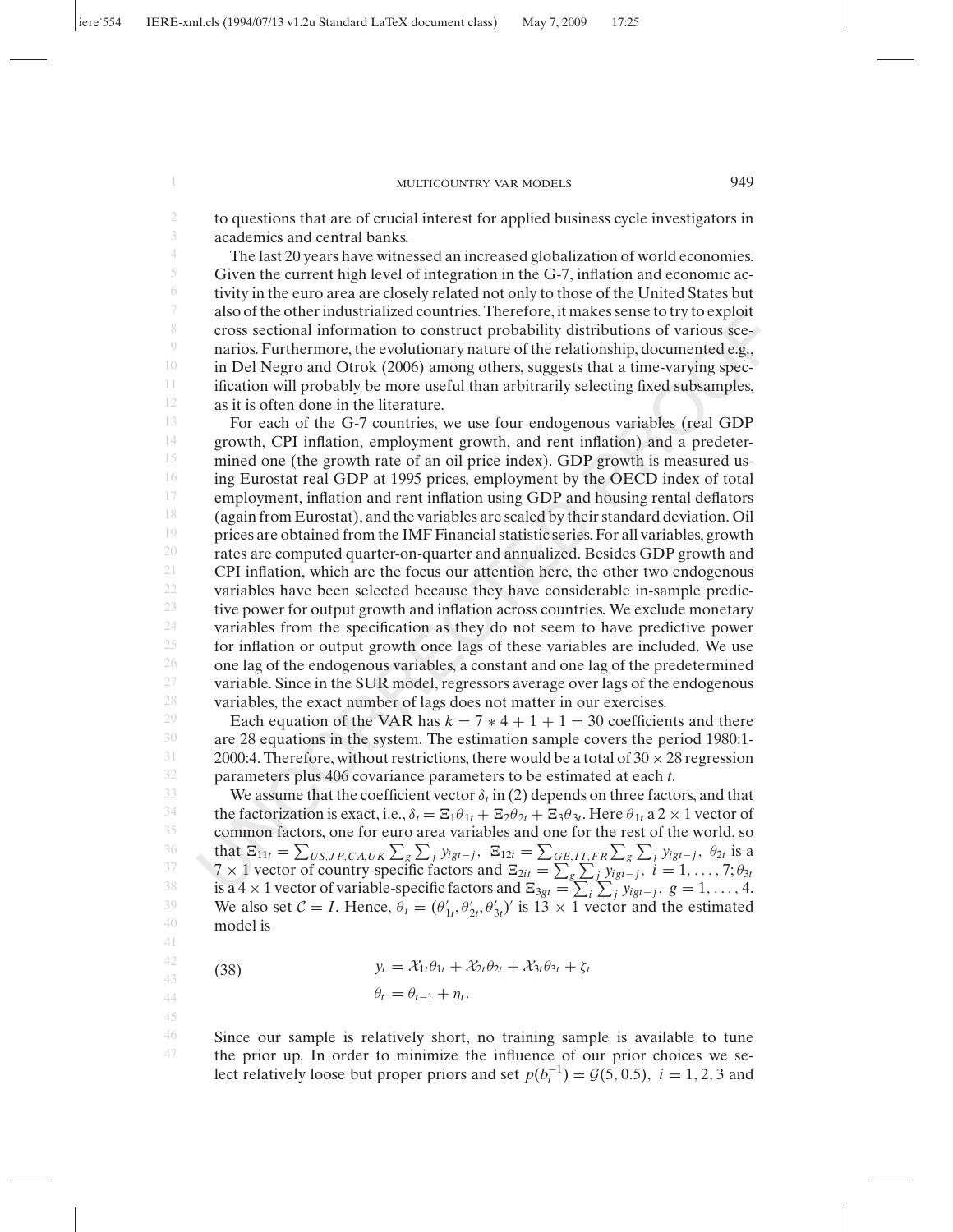to questions that are of crucial interest for applied business cycle investigators in academics and central banks.

The last 20 years have witnessed an increased globalization of world economies. Given the current high level of integration in the G-7, inflation and economic activity in the euro area are closely related not only to those of the United States but also of the other industrialized countries. Therefore, it makes sense to try to exploit cross sectional information to construct probability distributions of various scenarios. Furthermore, the evolutionary nature of the relationship, documented e.g., in Del Negro and Otrok (2006) among others, suggests that a time-varying specification will probably be more useful than arbitrarily selecting fixed subsamples, as it is often done in the literature.

For each of the G-7 countries, we use four endogenous variables (real GDP growth, CPI inflation, employment growth, and rent inflation) and a predetermined one (the growth rate of an oil price index). GDP growth is measured using Eurostat real GDP at 1995 prices, employment by the OECD index of total employment, inflation and rent inflation using GDP and housing rental deflators (again from Eurostat), and the variables are scaled by their standard deviation. Oil prices are obtained from the IMF Financial statistic series. For all variables, growth rates are computed quarter-on-quarter and annualized. Besides GDP growth and CPI inflation, which are the focus our attention here, the other two endogenous variables have been selected because they have considerable in-sample predictive power for output growth and inflation across countries. We exclude monetary variables from the specification as they do not seem to have predictive power for inflation or output growth once lags of these variables are included. We use one lag of the endogenous variables, a constant and one lag of the predetermined variable. Since in the SUR model, regressors average over lags of the endogenous variables, the exact number of lags does not matter in our exercises.

Each equation of the VAR has $k = 7 * 4 + 1 + 1 = 30$ coefficients and there are 28 equations in the system. The estimation sample covers the period 1980:1-2000:4. Therefore, without restrictions, there would be a total of $30 \times 28$ regression parameters plus 406 covariance parameters to be estimated at each $t$.

We assume that the coefficient vector $\delta_t$ in (2) depends on three factors, and that the factorization is exact, i.e., $\delta_t = \Xi_1\theta_{1t} + \Xi_2\theta_{2t} + \Xi_3\theta_{3t}$. Here $\theta_{1t}$ a $2 \times 1$ vector of common factors, one for euro area variables and one for the rest of the world, so that $\Xi_{11t} = \sum_{US,JP,CA,UK}\sum_g\sum_j y_{igt-j}$, $\Xi_{12t} = \sum_{GE,IT,FR}\sum_g\sum_j y_{igt-j}$, $\theta_{2t}$ is a $7 \times 1$ vector of country-specific factors and $\Xi_{2it} = \sum_g\sum_j y_{igt-j}$, $i = 1, \ldots, 7$; $\theta_{3t}$ is a $4 \times 1$ vector of variable-specific factors and $\Xi_{3gt} = \sum_i\sum_j y_{igt-j}$, $g = 1, \ldots, 4$. We also set $\mathcal{C} = I$. Hence, $\theta_t = (\theta'_{1t}, \theta'_{2t}, \theta'_{3t})'$ is $13 \times 1$ vector and the estimated model is

$$
\begin{aligned}
(38) \qquad & y_t = \mathcal{X}_{1t}\theta_{1t} + \mathcal{X}_{2t}\theta_{2t} + \mathcal{X}_{3t}\theta_{3t} + \zeta_t \\
& \theta_t = \theta_{t-1} + \eta_t.
\end{aligned}
$$

Since our sample is relatively short, no training sample is available to tune the prior up. In order to minimize the influence of our prior choices we select relatively loose but proper priors and set $p(b_i^{-1}) = \mathcal{G}(5, 0.5)$, $i = 1, 2, 3$ and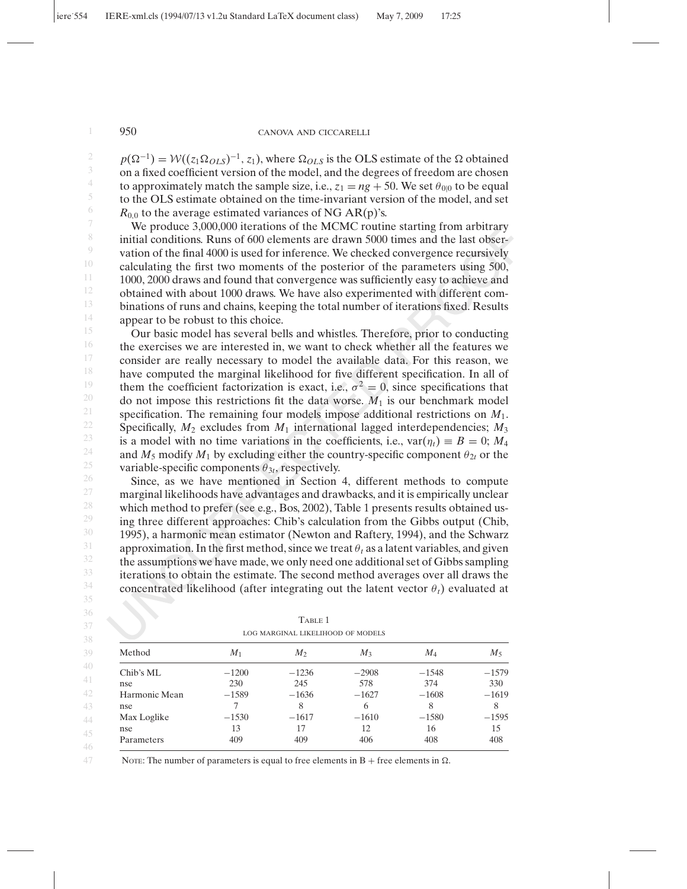$p(\Omega^{-1}) = \mathcal{W}((z_1\Omega_{OLS})^{-1}, z_1)$, where $\Omega_{OLS}$ is the OLS estimate of the $\Omega$ obtained on a fixed coefficient version of the model, and the degrees of freedom are chosen to approximately match the sample size, i.e., $z_1 = ng + 50$. We set $\theta_{0|0}$ to be equal to the OLS estimate obtained on the time-invariant version of the model, and set $R_{0,0}$ to the average estimated variances of NG AR(p)'s.

We produce 3,000,000 iterations of the MCMC routine starting from arbitrary initial conditions. Runs of 600 elements are drawn 5000 times and the last observation of the final 4000 is used for inference. We checked convergence recursively calculating the first two moments of the posterior of the parameters using 500, 1000, 2000 draws and found that convergence was sufficiently easy to achieve and obtained with about 1000 draws. We have also experimented with different combinations of runs and chains, keeping the total number of iterations fixed. Results appear to be robust to this choice.

Our basic model has several bells and whistles. Therefore, prior to conducting the exercises we are interested in, we want to check whether all the features we consider are really necessary to model the available data. For this reason, we have computed the marginal likelihood for five different specification. In all of them the coefficient factorization is exact, i.e., $\sigma^2 = 0$, since specifications that do not impose this restrictions fit the data worse. $M_1$ is our benchmark model specification. The remaining four models impose additional restrictions on $M_1$. Specifically, $M_2$ excludes from $M_1$ international lagged interdependencies; $M_3$ is a model with no time variations in the coefficients, i.e., $\text{var}(\eta_t) \equiv B = 0$; $M_4$ and $M_5$ modify $M_1$ by excluding either the country-specific component $\theta_{2t}$ or the variable-specific components $\theta_{3t}$, respectively.

Since, as we have mentioned in Section 4, different methods to compute marginal likelihoods have advantages and drawbacks, and it is empirically unclear which method to prefer (see e.g., Bos, 2002), Table 1 presents results obtained using three different approaches: Chib's calculation from the Gibbs output (Chib, 1995), a harmonic mean estimator (Newton and Raftery, 1994), and the Schwarz approximation. In the first method, since we treat $\theta_t$ as a latent variables, and given the assumptions we have made, we only need one additional set of Gibbs sampling iterations to obtain the estimate. The second method averages over all draws the concentrated likelihood (after integrating out the latent vector $\theta_t$) evaluated at

TABLE 1
LOG MARGINAL LIKELIHOOD OF MODELS

| Method | $M_1$ | $M_2$ | $M_3$ | $M_4$ | $M_5$ |
|---|---|---|---|---|---|
| Chib's ML | −1200 | −1236 | −2908 | −1548 | −1579 |
| nse | 230 | 245 | 578 | 374 | 330 |
| Harmonic Mean | −1589 | −1636 | −1627 | −1608 | −1619 |
| nse | 7 | 8 | 6 | 8 | 8 |
| Max Loglike | −1530 | −1617 | −1610 | −1580 | −1595 |
| nse | 13 | 17 | 12 | 16 | 15 |
| Parameters | 409 | 409 | 406 | 408 | 408 |

NOTE: The number of parameters is equal to free elements in B + free elements in $\Omega$.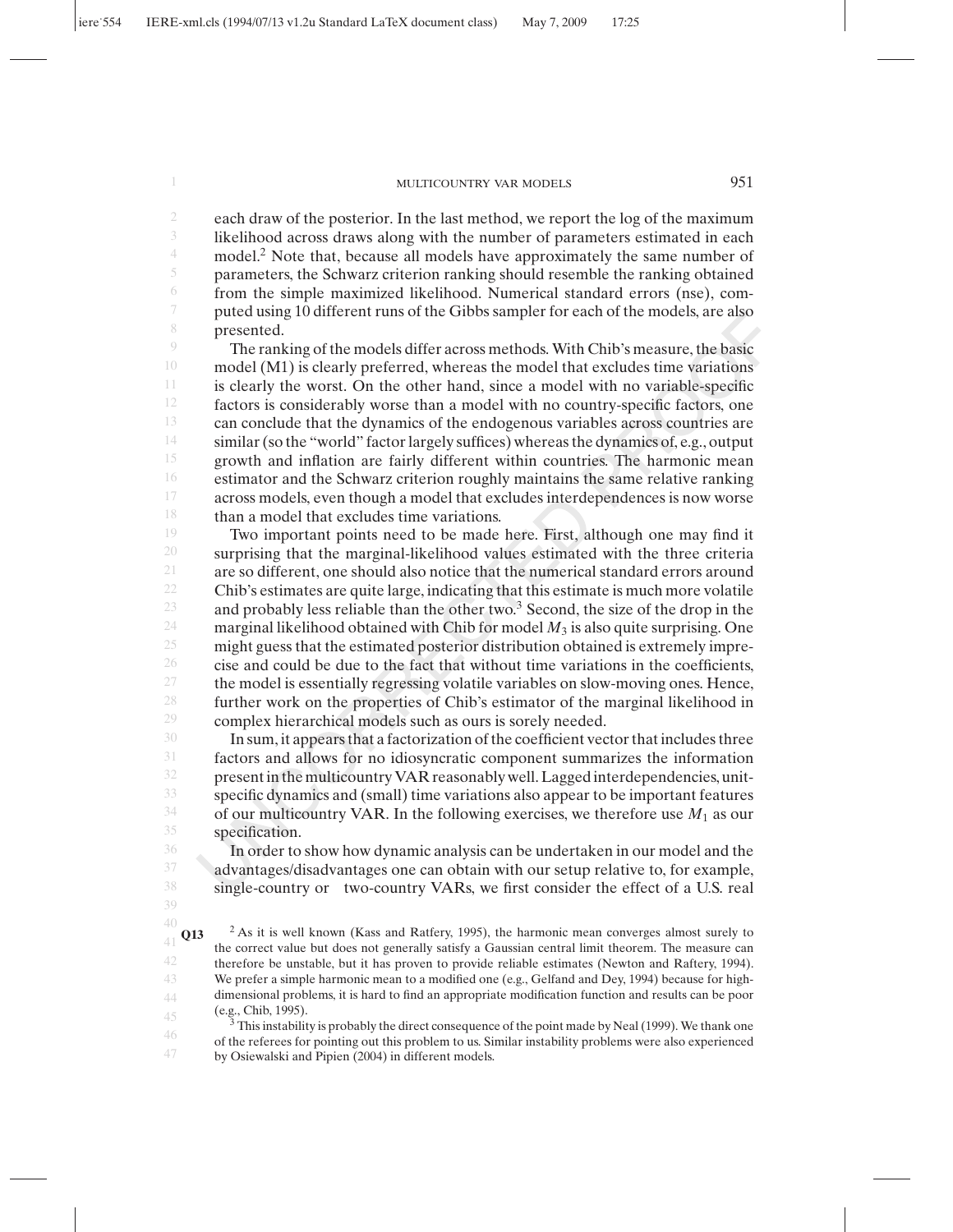each draw of the posterior. In the last method, we report the log of the maximum likelihood across draws along with the number of parameters estimated in each model.[2] Note that, because all models have approximately the same number of parameters, the Schwarz criterion ranking should resemble the ranking obtained from the simple maximized likelihood. Numerical standard errors (nse), computed using 10 different runs of the Gibbs sampler for each of the models, are also presented.

The ranking of the models differ across methods. With Chib's measure, the basic model (M1) is clearly preferred, whereas the model that excludes time variations is clearly the worst. On the other hand, since a model with no variable-specific factors is considerably worse than a model with no country-specific factors, one can conclude that the dynamics of the endogenous variables across countries are similar (so the "world" factor largely suffices) whereas the dynamics of, e.g., output growth and inflation are fairly different within countries. The harmonic mean estimator and the Schwarz criterion roughly maintains the same relative ranking across models, even though a model that excludes interdependences is now worse than a model that excludes time variations.

Two important points need to be made here. First, although one may find it surprising that the marginal-likelihood values estimated with the three criteria are so different, one should also notice that the numerical standard errors around Chib's estimates are quite large, indicating that this estimate is much more volatile and probably less reliable than the other two.[3] Second, the size of the drop in the marginal likelihood obtained with Chib for model $M_3$ is also quite surprising. One might guess that the estimated posterior distribution obtained is extremely imprecise and could be due to the fact that without time variations in the coefficients, the model is essentially regressing volatile variables on slow-moving ones. Hence, further work on the properties of Chib's estimator of the marginal likelihood in complex hierarchical models such as ours is sorely needed.

In sum, it appears that a factorization of the coefficient vector that includes three factors and allows for no idiosyncratic component summarizes the information present in the multicountry VAR reasonably well. Lagged interdependencies, unit-specific dynamics and (small) time variations also appear to be important features of our multicountry VAR. In the following exercises, we therefore use $M_1$ as our specification.

In order to show how dynamic analysis can be undertaken in our model and the advantages/disadvantages one can obtain with our setup relative to, for example, single-country or two-country VARs, we first consider the effect of a U.S. real

---

[2] As it is well known (Kass and Ratfery, 1995), the harmonic mean converges almost surely to the correct value but does not generally satisfy a Gaussian central limit theorem. The measure can therefore be unstable, but it has proven to provide reliable estimates (Newton and Raftery, 1994). We prefer a simple harmonic mean to a modified one (e.g., Gelfand and Dey, 1994) because for high-dimensional problems, it is hard to find an appropriate modification function and results can be poor (e.g., Chib, 1995).

[3] This instability is probably the direct consequence of the point made by Neal (1999). We thank one of the referees for pointing out this problem to us. Similar instability problems were also experienced by Osiewalski and Pipien (2004) in different models.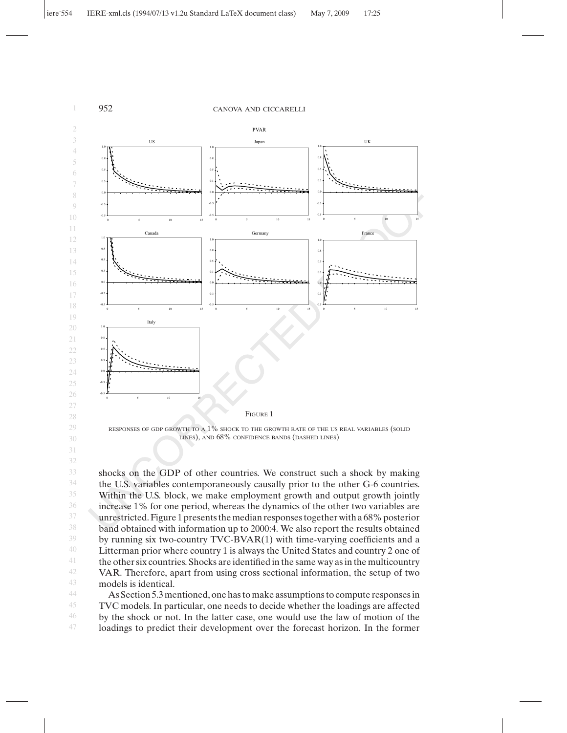PVAR

FIGURE 1

RESPONSES OF GDP GROWTH TO A 1% SHOCK TO THE GROWTH RATE OF THE US REAL VARIABLES (SOLID LINES), AND 68% CONFIDENCE BANDS (DASHED LINES)

shocks on the GDP of other countries. We construct such a shock by making the U.S. variables contemporaneously causally prior to the other G-6 countries. Within the U.S. block, we make employment growth and output growth jointly increase 1% for one period, whereas the dynamics of the other two variables are unrestricted. Figure 1 presents the median responses together with a 68% posterior band obtained with information up to 2000:4. We also report the results obtained by running six two-country TVC-BVAR(1) with time-varying coefficients and a Litterman prior where country 1 is always the United States and country 2 one of the other six countries. Shocks are identified in the same way as in the multicountry VAR. Therefore, apart from using cross sectional information, the setup of two models is identical.

As Section 5.3 mentioned, one has to make assumptions to compute responses in TVC models. In particular, one needs to decide whether the loadings are affected by the shock or not. In the latter case, one would use the law of motion of the loadings to predict their development over the forecast horizon. In the former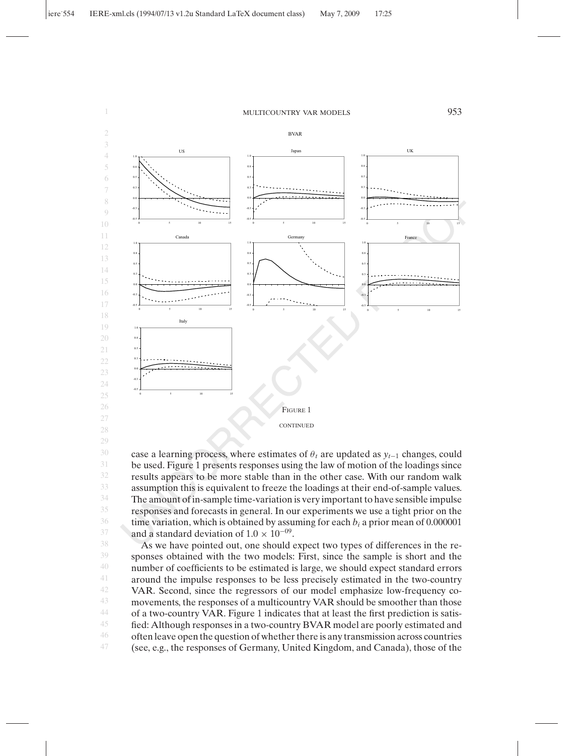BVAR

US

Japan

UK

Canada

Germany

France

Italy

Figure 1

continued

case a learning process, where estimates of $\theta_t$ are updated as $y_{t-1}$ changes, could be used. Figure 1 presents responses using the law of motion of the loadings since results appears to be more stable than in the other case. With our random walk assumption this is equivalent to freeze the loadings at their end-of-sample values. The amount of in-sample time-variation is very important to have sensible impulse responses and forecasts in general. In our experiments we use a tight prior on the time variation, which is obtained by assuming for each $b_i$ a prior mean of 0.000001 and a standard deviation of $1.0 \times 10^{-09}$.

As we have pointed out, one should expect two types of differences in the responses obtained with the two models: First, since the sample is short and the number of coefficients to be estimated is large, we should expect standard errors around the impulse responses to be less precisely estimated in the two-country VAR. Second, since the regressors of our model emphasize low-frequency comovements, the responses of a multicountry VAR should be smoother than those of a two-country VAR. Figure 1 indicates that at least the first prediction is satisfied: Although responses in a two-country BVAR model are poorly estimated and often leave open the question of whether there is any transmission across countries (see, e.g., the responses of Germany, United Kingdom, and Canada), those of the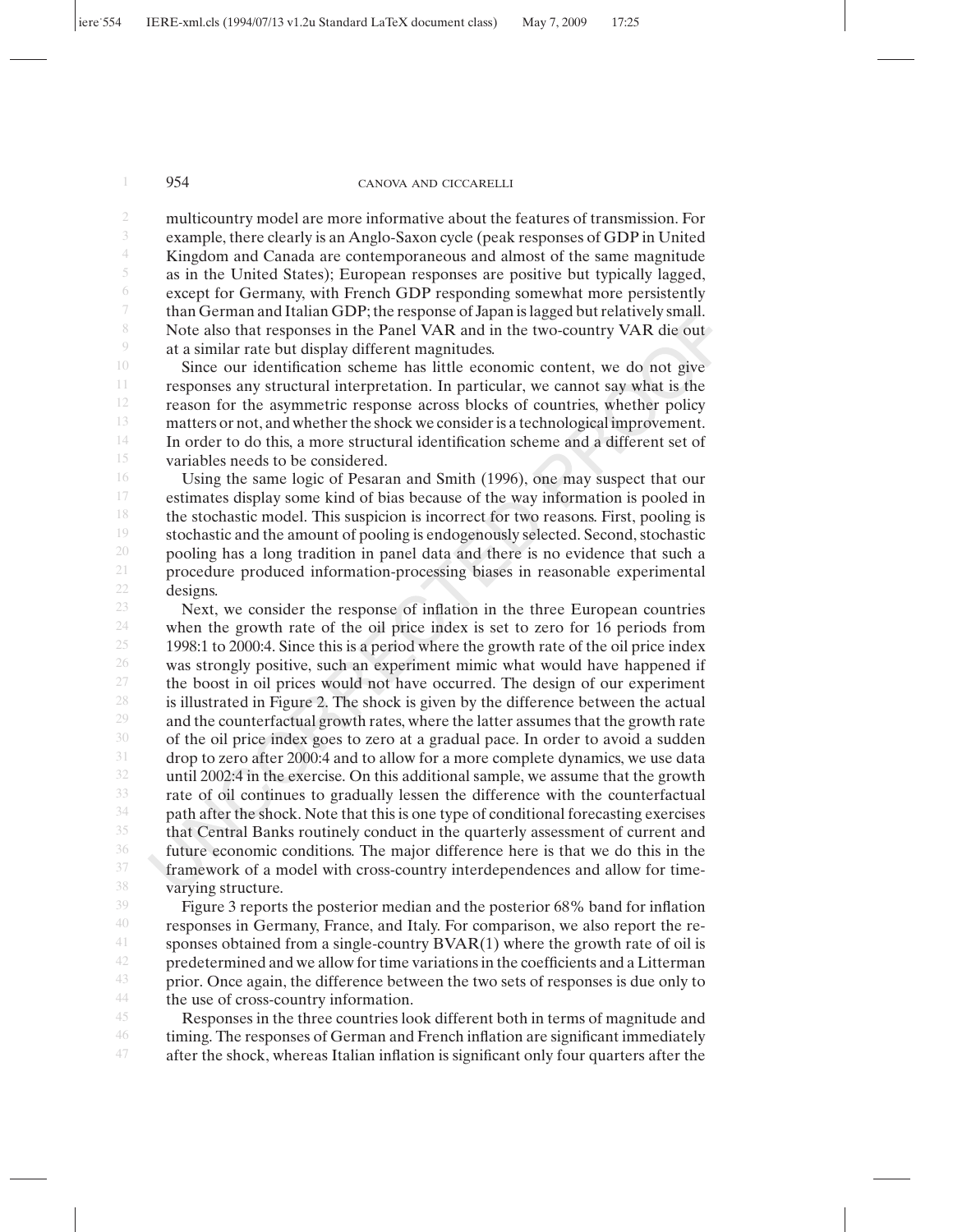multicountry model are more informative about the features of transmission. For example, there clearly is an Anglo-Saxon cycle (peak responses of GDP in United Kingdom and Canada are contemporaneous and almost of the same magnitude as in the United States); European responses are positive but typically lagged, except for Germany, with French GDP responding somewhat more persistently than German and Italian GDP; the response of Japan is lagged but relatively small. Note also that responses in the Panel VAR and in the two-country VAR die out at a similar rate but display different magnitudes.

Since our identification scheme has little economic content, we do not give responses any structural interpretation. In particular, we cannot say what is the reason for the asymmetric response across blocks of countries, whether policy matters or not, and whether the shock we consider is a technological improvement. In order to do this, a more structural identification scheme and a different set of variables needs to be considered.

Using the same logic of Pesaran and Smith (1996), one may suspect that our estimates display some kind of bias because of the way information is pooled in the stochastic model. This suspicion is incorrect for two reasons. First, pooling is stochastic and the amount of pooling is endogenously selected. Second, stochastic pooling has a long tradition in panel data and there is no evidence that such a procedure produced information-processing biases in reasonable experimental designs.

Next, we consider the response of inflation in the three European countries when the growth rate of the oil price index is set to zero for 16 periods from 1998:1 to 2000:4. Since this is a period where the growth rate of the oil price index was strongly positive, such an experiment mimic what would have happened if the boost in oil prices would not have occurred. The design of our experiment is illustrated in Figure 2. The shock is given by the difference between the actual and the counterfactual growth rates, where the latter assumes that the growth rate of the oil price index goes to zero at a gradual pace. In order to avoid a sudden drop to zero after 2000:4 and to allow for a more complete dynamics, we use data until 2002:4 in the exercise. On this additional sample, we assume that the growth rate of oil continues to gradually lessen the difference with the counterfactual path after the shock. Note that this is one type of conditional forecasting exercises that Central Banks routinely conduct in the quarterly assessment of current and future economic conditions. The major difference here is that we do this in the framework of a model with cross-country interdependences and allow for time-varying structure.

Figure 3 reports the posterior median and the posterior 68% band for inflation responses in Germany, France, and Italy. For comparison, we also report the responses obtained from a single-country BVAR(1) where the growth rate of oil is predetermined and we allow for time variations in the coefficients and a Litterman prior. Once again, the difference between the two sets of responses is due only to the use of cross-country information.

Responses in the three countries look different both in terms of magnitude and timing. The responses of German and French inflation are significant immediately after the shock, whereas Italian inflation is significant only four quarters after the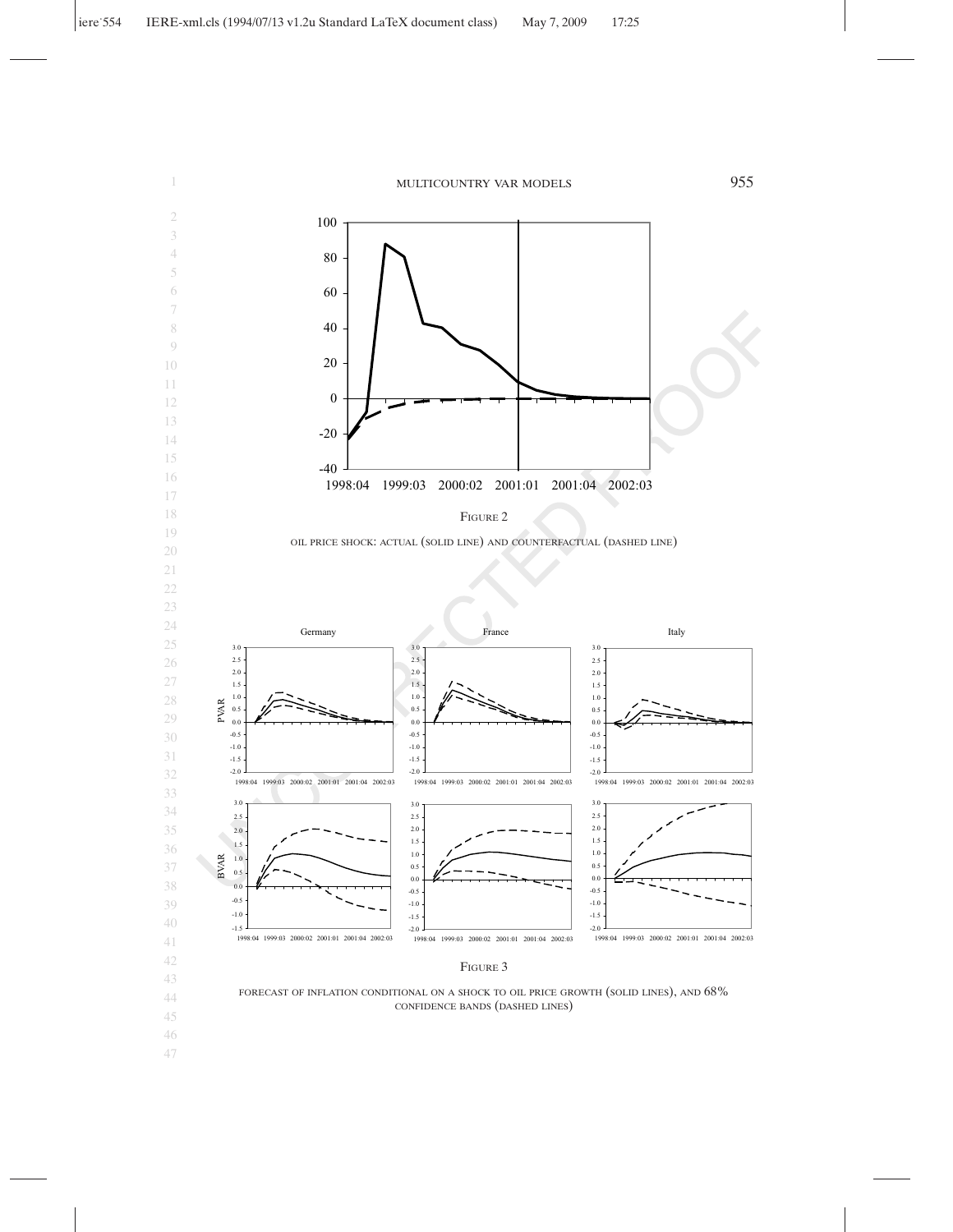Figure 2

oil price shock: actual (solid line) and counterfactual (dashed line)

Figure 3

forecast of inflation conditional on a shock to oil price growth (solid lines), and 68% confidence bands (dashed lines)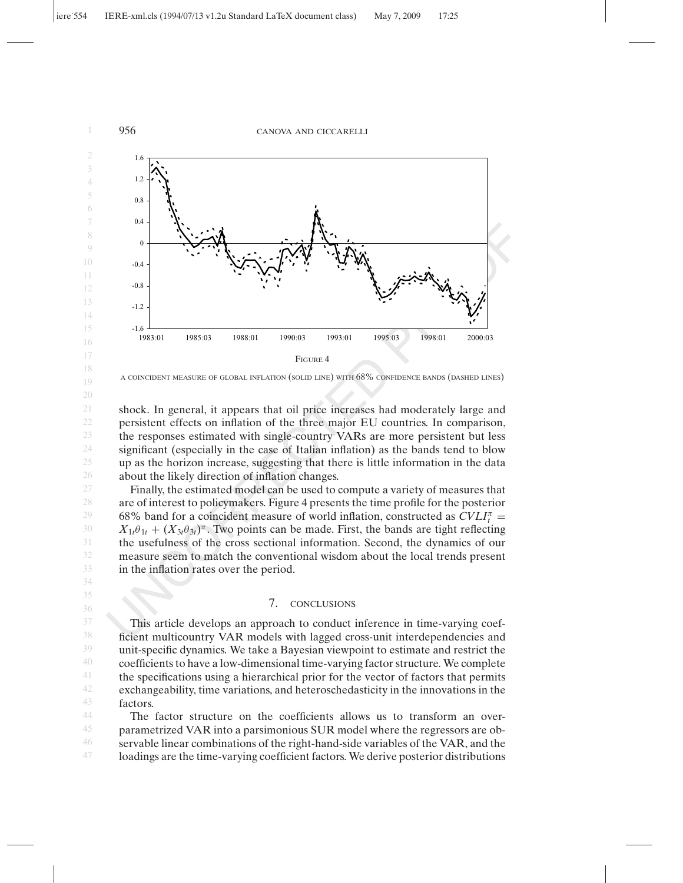FIGURE 4

A COINCIDENT MEASURE OF GLOBAL INFLATION (SOLID LINE) WITH 68% CONFIDENCE BANDS (DASHED LINES)

shock. In general, it appears that oil price increases had moderately large and persistent effects on inflation of the three major EU countries. In comparison, the responses estimated with single-country VARs are more persistent but less significant (especially in the case of Italian inflation) as the bands tend to blow up as the horizon increase, suggesting that there is little information in the data about the likely direction of inflation changes.

Finally, the estimated model can be used to compute a variety of measures that are of interest to policymakers. Figure 4 presents the time profile for the posterior 68% band for a coincident measure of world inflation, constructed as $CVLI_t^{\pi} = X_{1t}\theta_{1t} + (X_{3t}\theta_{3t})^{\pi}$. Two points can be made. First, the bands are tight reflecting the usefulness of the cross sectional information. Second, the dynamics of our measure seem to match the conventional wisdom about the local trends present in the inflation rates over the period.

## 7. CONCLUSIONS

This article develops an approach to conduct inference in time-varying coefficient multicountry VAR models with lagged cross-unit interdependencies and unit-specific dynamics. We take a Bayesian viewpoint to estimate and restrict the coefficients to have a low-dimensional time-varying factor structure. We complete the specifications using a hierarchical prior for the vector of factors that permits exchangeability, time variations, and heteroschedasticity in the innovations in the factors.

The factor structure on the coefficients allows us to transform an overparametrized VAR into a parsimonious SUR model where the regressors are observable linear combinations of the right-hand-side variables of the VAR, and the loadings are the time-varying coefficient factors. We derive posterior distributions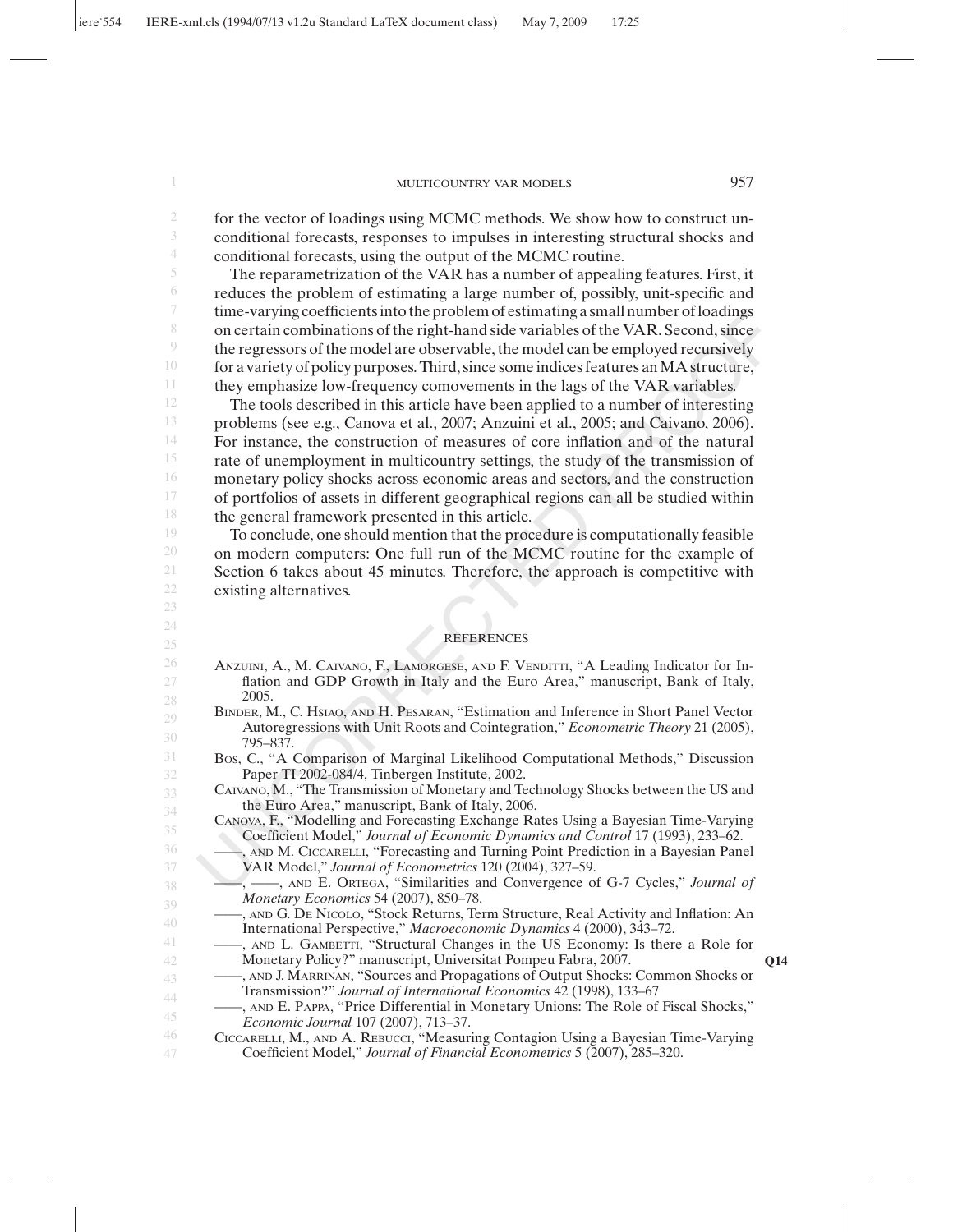for the vector of loadings using MCMC methods. We show how to construct unconditional forecasts, responses to impulses in interesting structural shocks and conditional forecasts, using the output of the MCMC routine.

The reparametrization of the VAR has a number of appealing features. First, it reduces the problem of estimating a large number of, possibly, unit-specific and time-varying coefficients into the problem of estimating a small number of loadings on certain combinations of the right-hand side variables of the VAR. Second, since the regressors of the model are observable, the model can be employed recursively for a variety of policy purposes. Third, since some indices features an MA structure, they emphasize low-frequency comovements in the lags of the VAR variables.

The tools described in this article have been applied to a number of interesting problems (see e.g., Canova et al., 2007; Anzuini et al., 2005; and Caivano, 2006). For instance, the construction of measures of core inflation and of the natural rate of unemployment in multicountry settings, the study of the transmission of monetary policy shocks across economic areas and sectors, and the construction of portfolios of assets in different geographical regions can all be studied within the general framework presented in this article.

To conclude, one should mention that the procedure is computationally feasible on modern computers: One full run of the MCMC routine for the example of Section 6 takes about 45 minutes. Therefore, the approach is competitive with existing alternatives.

## REFERENCES

Anzuini, A., M. Caivano, F., Lamorgese, and F. Venditti, "A Leading Indicator for Inflation and GDP Growth in Italy and the Euro Area," manuscript, Bank of Italy, 2005.

Binder, M., C. Hsiao, and H. Pesaran, "Estimation and Inference in Short Panel Vector Autoregressions with Unit Roots and Cointegration," *Econometric Theory* 21 (2005), 795–837.

Bos, C., "A Comparison of Marginal Likelihood Computational Methods," Discussion Paper TI 2002-084/4, Tinbergen Institute, 2002.

Caivano, M., "The Transmission of Monetary and Technology Shocks between the US and the Euro Area," manuscript, Bank of Italy, 2006.

Canova, F., "Modelling and Forecasting Exchange Rates Using a Bayesian Time-Varying Coefficient Model," *Journal of Economic Dynamics and Control* 17 (1993), 233–62.

——, and M. Ciccarelli, "Forecasting and Turning Point Prediction in a Bayesian Panel VAR Model," *Journal of Econometrics* 120 (2004), 327–59.

——, ——, and E. Ortega, "Similarities and Convergence of G-7 Cycles," *Journal of Monetary Economics* 54 (2007), 850–78.

——, and G. De Nicolo, "Stock Returns, Term Structure, Real Activity and Inflation: An International Perspective," *Macroeconomic Dynamics* 4 (2000), 343–72.

——, and L. Gambetti, "Structural Changes in the US Economy: Is there a Role for Monetary Policy?" manuscript, Universitat Pompeu Fabra, 2007.

——, and J. Marrinan, "Sources and Propagations of Output Shocks: Common Shocks or Transmission?" *Journal of International Economics* 42 (1998), 133–67

——, and E. Pappa, "Price Differential in Monetary Unions: The Role of Fiscal Shocks," *Economic Journal* 107 (2007), 713–37.

Ciccarelli, M., and A. Rebucci, "Measuring Contagion Using a Bayesian Time-Varying Coefficient Model," *Journal of Financial Econometrics* 5 (2007), 285–320.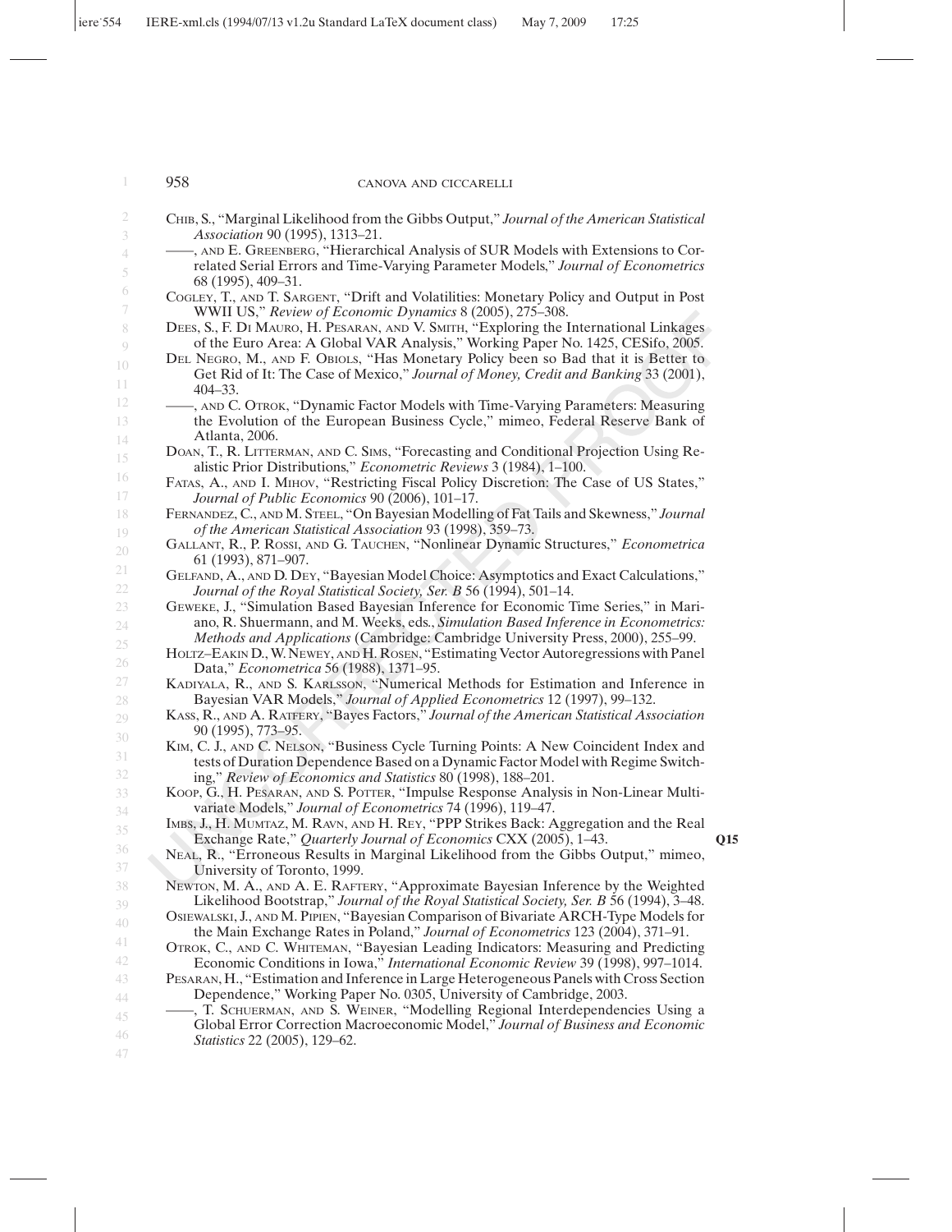Chib, S., "Marginal Likelihood from the Gibbs Output," *Journal of the American Statistical Association* 90 (1995), 1313–21.

——, and E. Greenberg, "Hierarchical Analysis of SUR Models with Extensions to Correlated Serial Errors and Time-Varying Parameter Models," *Journal of Econometrics* 68 (1995), 409–31.

Cogley, T., and T. Sargent, "Drift and Volatilities: Monetary Policy and Output in Post WWII US," *Review of Economic Dynamics* 8 (2005), 275–308.

Dees, S., F. Di Mauro, H. Pesaran, and V. Smith, "Exploring the International Linkages of the Euro Area: A Global VAR Analysis," Working Paper No. 1425, CESifo, 2005.

Del Negro, M., and F. Obiols, "Has Monetary Policy been so Bad that it is Better to Get Rid of It: The Case of Mexico," *Journal of Money, Credit and Banking* 33 (2001), 404–33.

——, and C. Otrok, "Dynamic Factor Models with Time-Varying Parameters: Measuring the Evolution of the European Business Cycle," mimeo, Federal Reserve Bank of Atlanta, 2006.

Doan, T., R. Litterman, and C. Sims, "Forecasting and Conditional Projection Using Realistic Prior Distributions," *Econometric Reviews* 3 (1984), 1–100.

Fatas, A., and I. Mihov, "Restricting Fiscal Policy Discretion: The Case of US States," *Journal of Public Economics* 90 (2006), 101–17.

Fernandez, C., and M. Steel, "On Bayesian Modelling of Fat Tails and Skewness," *Journal of the American Statistical Association* 93 (1998), 359–73.

Gallant, R., P. Rossi, and G. Tauchen, "Nonlinear Dynamic Structures," *Econometrica* 61 (1993), 871–907.

Gelfand, A., and D. Dey, "Bayesian Model Choice: Asymptotics and Exact Calculations," *Journal of the Royal Statistical Society, Ser. B* 56 (1994), 501–14.

Geweke, J., "Simulation Based Bayesian Inference for Economic Time Series," in Mariano, R. Shuermann, and M. Weeks, eds., *Simulation Based Inference in Econometrics: Methods and Applications* (Cambridge: Cambridge University Press, 2000), 255–99.

Holtz–Eakin D., W. Newey, and H. Rosen, "Estimating Vector Autoregressions with Panel Data," *Econometrica* 56 (1988), 1371–95.

Kadiyala, R., and S. Karlsson, "Numerical Methods for Estimation and Inference in Bayesian VAR Models," *Journal of Applied Econometrics* 12 (1997), 99–132.

Kass, R., and A. Ratfery, "Bayes Factors," *Journal of the American Statistical Association* 90 (1995), 773–95.

Kim, C. J., and C. Nelson, "Business Cycle Turning Points: A New Coincident Index and tests of Duration Dependence Based on a Dynamic Factor Model with Regime Switching," *Review of Economics and Statistics* 80 (1998), 188–201.

Koop, G., H. Pesaran, and S. Potter, "Impulse Response Analysis in Non-Linear Multivariate Models," *Journal of Econometrics* 74 (1996), 119–47.

Imbs, J., H. Mumtaz, M. Ravn, and H. Rey, "PPP Strikes Back: Aggregation and the Real Exchange Rate," *Quarterly Journal of Economics* CXX (2005), 1–43. **Q15**

Neal, R., "Erroneous Results in Marginal Likelihood from the Gibbs Output," mimeo, University of Toronto, 1999.

Newton, M. A., and A. E. Raftery, "Approximate Bayesian Inference by the Weighted Likelihood Bootstrap," *Journal of the Royal Statistical Society, Ser. B* 56 (1994), 3–48.

Osiewalski, J., and M. Pipien, "Bayesian Comparison of Bivariate ARCH-Type Models for the Main Exchange Rates in Poland," *Journal of Econometrics* 123 (2004), 371–91.

Otrok, C., and C. Whiteman, "Bayesian Leading Indicators: Measuring and Predicting Economic Conditions in Iowa," *International Economic Review* 39 (1998), 997–1014.

Pesaran, H., "Estimation and Inference in Large Heterogeneous Panels with Cross Section Dependence," Working Paper No. 0305, University of Cambridge, 2003.

——, T. Schuerman, and S. Weiner, "Modelling Regional Interdependencies Using a Global Error Correction Macroeconomic Model," *Journal of Business and Economic Statistics* 22 (2005), 129–62.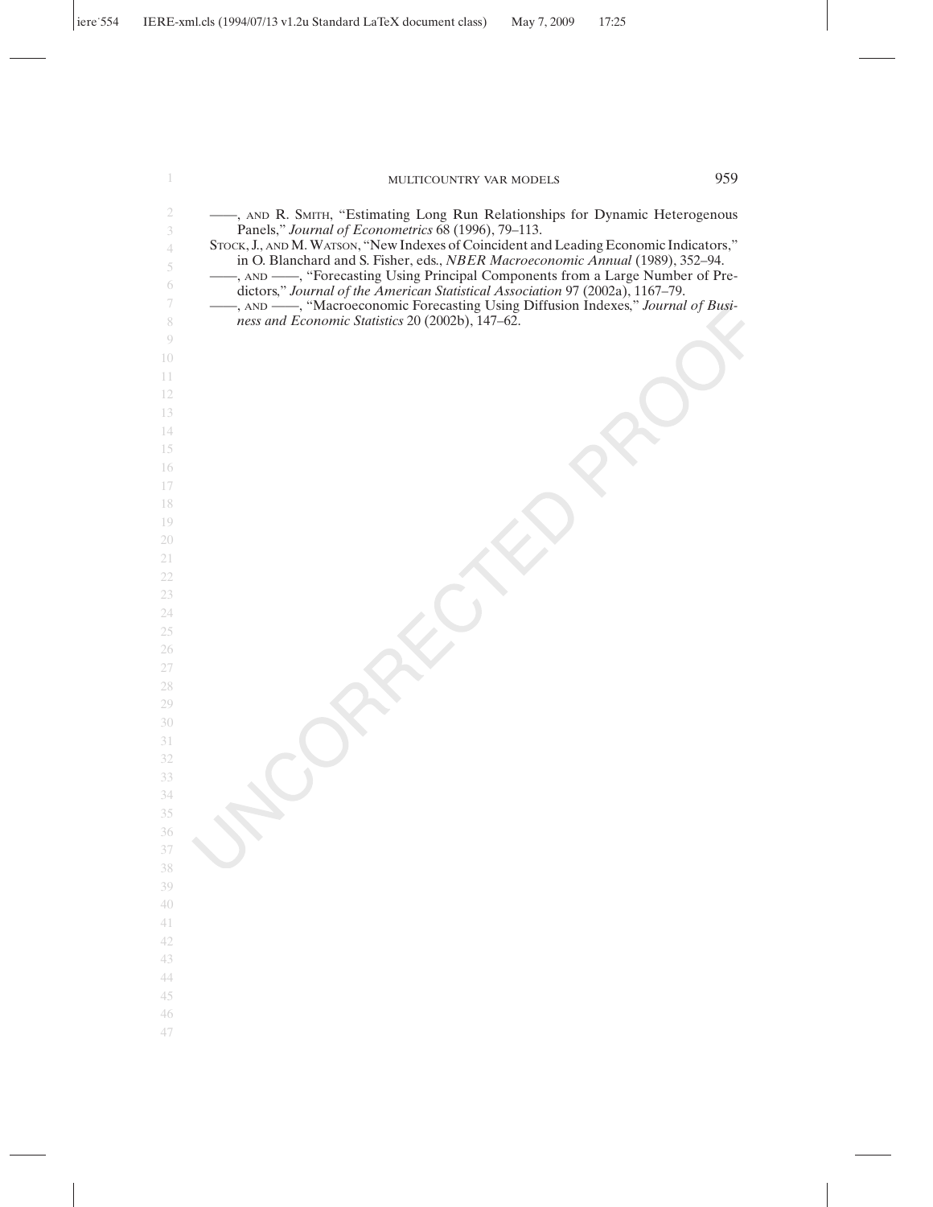——, AND R. SMITH, "Estimating Long Run Relationships for Dynamic Heterogenous Panels," *Journal of Econometrics* 68 (1996), 79–113.

STOCK, J., AND M. WATSON, "New Indexes of Coincident and Leading Economic Indicators," in O. Blanchard and S. Fisher, eds., *NBER Macroeconomic Annual* (1989), 352–94.

——, AND ——, "Forecasting Using Principal Components from a Large Number of Predictors," *Journal of the American Statistical Association* 97 (2002a), 1167–79.

——, AND ——, "Macroeconomic Forecasting Using Diffusion Indexes," *Journal of Business and Economic Statistics* 20 (2002b), 147–62.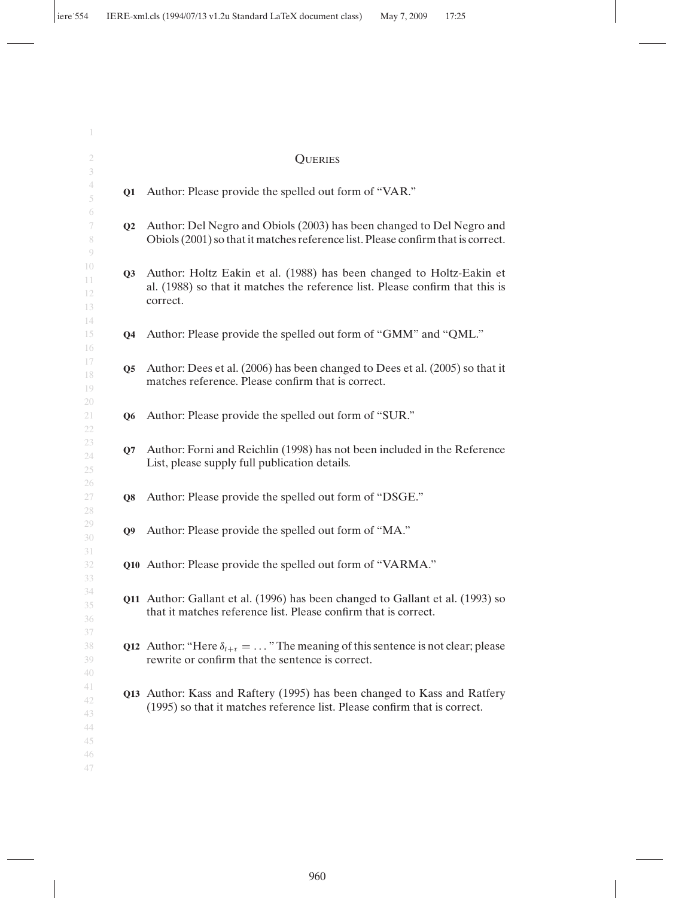## Queries

**Q1** Author: Please provide the spelled out form of "VAR."

**Q2** Author: Del Negro and Obiols (2003) has been changed to Del Negro and Obiols (2001) so that it matches reference list. Please confirm that is correct.

**Q3** Author: Holtz Eakin et al. (1988) has been changed to Holtz-Eakin et al. (1988) so that it matches the reference list. Please confirm that this is correct.

**Q4** Author: Please provide the spelled out form of "GMM" and "QML."

**Q5** Author: Dees et al. (2006) has been changed to Dees et al. (2005) so that it matches reference. Please confirm that is correct.

**Q6** Author: Please provide the spelled out form of "SUR."

**Q7** Author: Forni and Reichlin (1998) has not been included in the Reference List, please supply full publication details.

**Q8** Author: Please provide the spelled out form of "DSGE."

**Q9** Author: Please provide the spelled out form of "MA."

**Q10** Author: Please provide the spelled out form of "VARMA."

**Q11** Author: Gallant et al. (1996) has been changed to Gallant et al. (1993) so that it matches reference list. Please confirm that is correct.

**Q12** Author: "Here $\delta_{t+\tau} = \dots$" The meaning of this sentence is not clear; please rewrite or confirm that the sentence is correct.

**Q13** Author: Kass and Raftery (1995) has been changed to Kass and Ratfery (1995) so that it matches reference list. Please confirm that is correct.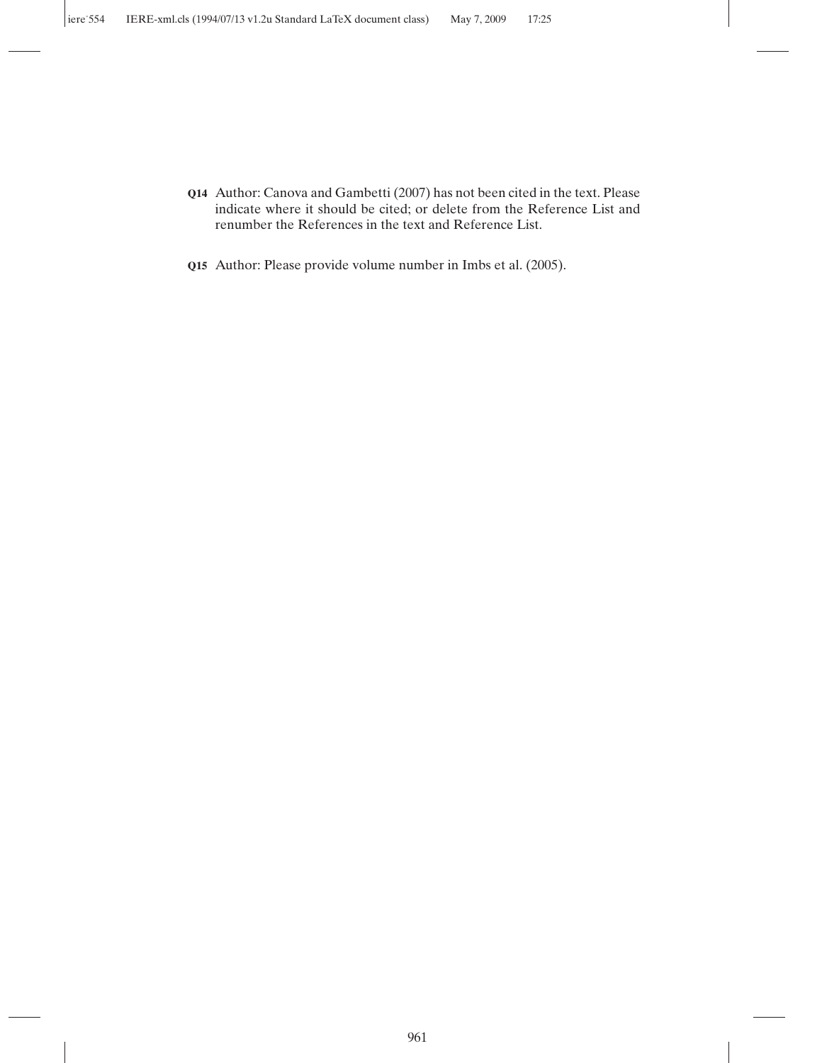**Q14** Author: Canova and Gambetti (2007) has not been cited in the text. Please indicate where it should be cited; or delete from the Reference List and renumber the References in the text and Reference List.

**Q15** Author: Please provide volume number in Imbs et al. (2005).